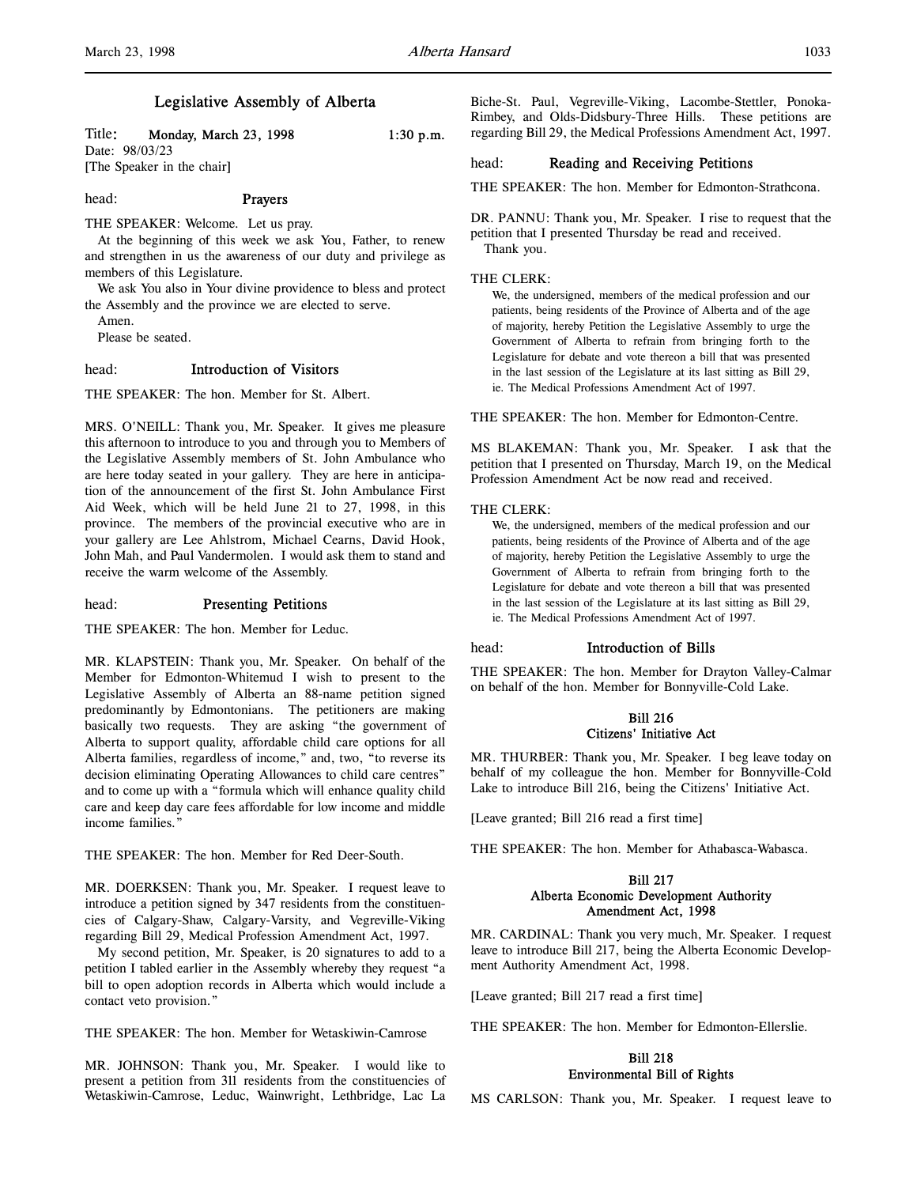# Legislative Assembly of Alberta

Title: **Monday, March 23, 1998** 1:30 p.m.
Date: 98/03/23
[The Speaker in the chair]

head: **Prayers**

THE SPEAKER: Welcome. Let us pray.

At the beginning of this week we ask You, Father, to renew and strengthen in us the awareness of our duty and privilege as members of this Legislature.

We ask You also in Your divine providence to bless and protect the Assembly and the province we are elected to serve.

Amen.

Please be seated.

head: **Introduction of Visitors**

THE SPEAKER: The hon. Member for St. Albert.

MRS. O'NEILL: Thank you, Mr. Speaker. It gives me pleasure this afternoon to introduce to you and through you to Members of the Legislative Assembly members of St. John Ambulance who are here today seated in your gallery. They are here in anticipation of the announcement of the first St. John Ambulance First Aid Week, which will be held June 21 to 27, 1998, in this province. The members of the provincial executive who are in your gallery are Lee Ahlstrom, Michael Cearns, David Hook, John Mah, and Paul Vandermolen. I would ask them to stand and receive the warm welcome of the Assembly.

head: **Presenting Petitions**

THE SPEAKER: The hon. Member for Leduc.

MR. KLAPSTEIN: Thank you, Mr. Speaker. On behalf of the Member for Edmonton-Whitemud I wish to present to the Legislative Assembly of Alberta an 88-name petition signed predominantly by Edmontonians. The petitioners are making basically two requests. They are asking "the government of Alberta to support quality, affordable child care options for all Alberta families, regardless of income," and, two, "to reverse its decision eliminating Operating Allowances to child care centres" and to come up with a "formula which will enhance quality child care and keep day care fees affordable for low income and middle income families."

THE SPEAKER: The hon. Member for Red Deer-South.

MR. DOERKSEN: Thank you, Mr. Speaker. I request leave to introduce a petition signed by 347 residents from the constituencies of Calgary-Shaw, Calgary-Varsity, and Vegreville-Viking regarding Bill 29, Medical Profession Amendment Act, 1997.

My second petition, Mr. Speaker, is 20 signatures to add to a petition I tabled earlier in the Assembly whereby they request "a bill to open adoption records in Alberta which would include a contact veto provision."

THE SPEAKER: The hon. Member for Wetaskiwin-Camrose

MR. JOHNSON: Thank you, Mr. Speaker. I would like to present a petition from 311 residents from the constituencies of Wetaskiwin-Camrose, Leduc, Wainwright, Lethbridge, Lac La Biche-St. Paul, Vegreville-Viking, Lacombe-Stettler, Ponoka-Rimbey, and Olds-Didsbury-Three Hills. These petitions are regarding Bill 29, the Medical Professions Amendment Act, 1997.

head: **Reading and Receiving Petitions**

THE SPEAKER: The hon. Member for Edmonton-Strathcona.

DR. PANNU: Thank you, Mr. Speaker. I rise to request that the petition that I presented Thursday be read and received.

Thank you.

THE CLERK:

> We, the undersigned, members of the medical profession and our patients, being residents of the Province of Alberta and of the age of majority, hereby Petition the Legislative Assembly to urge the Government of Alberta to refrain from bringing forth to the Legislature for debate and vote thereon a bill that was presented in the last session of the Legislature at its last sitting as Bill 29, ie. The Medical Professions Amendment Act of 1997.

THE SPEAKER: The hon. Member for Edmonton-Centre.

MS BLAKEMAN: Thank you, Mr. Speaker. I ask that the petition that I presented on Thursday, March 19, on the Medical Profession Amendment Act be now read and received.

THE CLERK:

> We, the undersigned, members of the medical profession and our patients, being residents of the Province of Alberta and of the age of majority, hereby Petition the Legislative Assembly to urge the Government of Alberta to refrain from bringing forth to the Legislature for debate and vote thereon a bill that was presented in the last session of the Legislature at its last sitting as Bill 29, ie. The Medical Professions Amendment Act of 1997.

head: **Introduction of Bills**

THE SPEAKER: The hon. Member for Drayton Valley-Calmar on behalf of the hon. Member for Bonnyville-Cold Lake.

### Bill 216
### Citizens' Initiative Act

MR. THURBER: Thank you, Mr. Speaker. I beg leave today on behalf of my colleague the hon. Member for Bonnyville-Cold Lake to introduce Bill 216, being the Citizens' Initiative Act.

[Leave granted; Bill 216 read a first time]

THE SPEAKER: The hon. Member for Athabasca-Wabasca.

### Bill 217
### Alberta Economic Development Authority Amendment Act, 1998

MR. CARDINAL: Thank you very much, Mr. Speaker. I request leave to introduce Bill 217, being the Alberta Economic Development Authority Amendment Act, 1998.

[Leave granted; Bill 217 read a first time]

THE SPEAKER: The hon. Member for Edmonton-Ellerslie.

### Bill 218
### Environmental Bill of Rights

MS CARLSON: Thank you, Mr. Speaker. I request leave to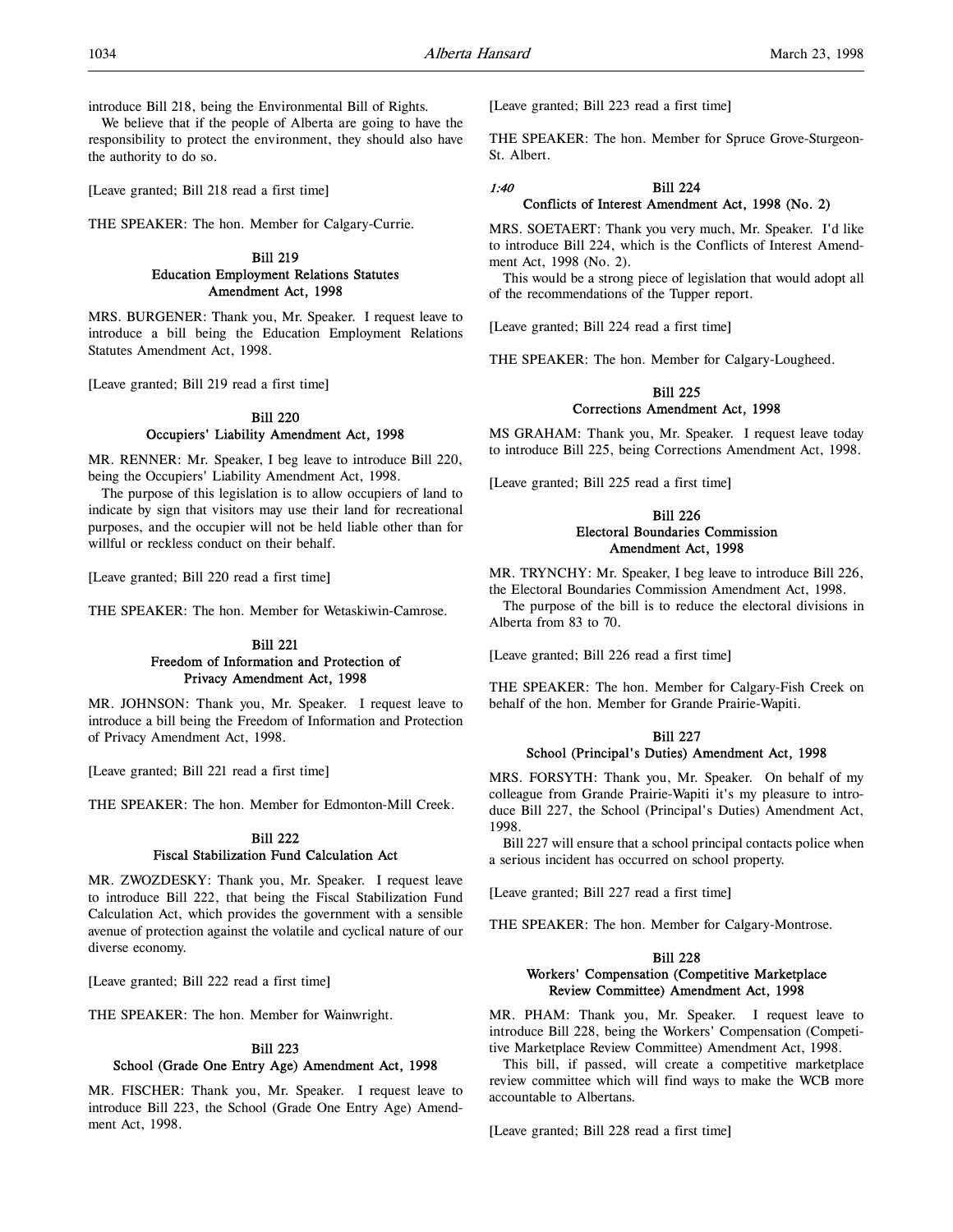introduce Bill 218, being the Environmental Bill of Rights.

We believe that if the people of Alberta are going to have the responsibility to protect the environment, they should also have the authority to do so.

[Leave granted; Bill 218 read a first time]

THE SPEAKER: The hon. Member for Calgary-Currie.

### Bill 219
### Education Employment Relations Statutes Amendment Act, 1998

MRS. BURGENER: Thank you, Mr. Speaker. I request leave to introduce a bill being the Education Employment Relations Statutes Amendment Act, 1998.

[Leave granted; Bill 219 read a first time]

### Bill 220
### Occupiers' Liability Amendment Act, 1998

MR. RENNER: Mr. Speaker, I beg leave to introduce Bill 220, being the Occupiers' Liability Amendment Act, 1998.

The purpose of this legislation is to allow occupiers of land to indicate by sign that visitors may use their land for recreational purposes, and the occupier will not be held liable other than for willful or reckless conduct on their behalf.

[Leave granted; Bill 220 read a first time]

THE SPEAKER: The hon. Member for Wetaskiwin-Camrose.

### Bill 221
### Freedom of Information and Protection of Privacy Amendment Act, 1998

MR. JOHNSON: Thank you, Mr. Speaker. I request leave to introduce a bill being the Freedom of Information and Protection of Privacy Amendment Act, 1998.

[Leave granted; Bill 221 read a first time]

THE SPEAKER: The hon. Member for Edmonton-Mill Creek.

### Bill 222
### Fiscal Stabilization Fund Calculation Act

MR. ZWOZDESKY: Thank you, Mr. Speaker. I request leave to introduce Bill 222, that being the Fiscal Stabilization Fund Calculation Act, which provides the government with a sensible avenue of protection against the volatile and cyclical nature of our diverse economy.

[Leave granted; Bill 222 read a first time]

THE SPEAKER: The hon. Member for Wainwright.

### Bill 223
### School (Grade One Entry Age) Amendment Act, 1998

MR. FISCHER: Thank you, Mr. Speaker. I request leave to introduce Bill 223, the School (Grade One Entry Age) Amendment Act, 1998.

[Leave granted; Bill 223 read a first time]

THE SPEAKER: The hon. Member for Spruce Grove-Sturgeon-St. Albert.

*1:40*

### Bill 224
### Conflicts of Interest Amendment Act, 1998 (No. 2)

MRS. SOETAERT: Thank you very much, Mr. Speaker. I'd like to introduce Bill 224, which is the Conflicts of Interest Amendment Act, 1998 (No. 2).

This would be a strong piece of legislation that would adopt all of the recommendations of the Tupper report.

[Leave granted; Bill 224 read a first time]

THE SPEAKER: The hon. Member for Calgary-Lougheed.

### Bill 225
### Corrections Amendment Act, 1998

MS GRAHAM: Thank you, Mr. Speaker. I request leave today to introduce Bill 225, being Corrections Amendment Act, 1998.

[Leave granted; Bill 225 read a first time]

### Bill 226
### Electoral Boundaries Commission Amendment Act, 1998

MR. TRYNCHY: Mr. Speaker, I beg leave to introduce Bill 226, the Electoral Boundaries Commission Amendment Act, 1998.

The purpose of the bill is to reduce the electoral divisions in Alberta from 83 to 70.

[Leave granted; Bill 226 read a first time]

THE SPEAKER: The hon. Member for Calgary-Fish Creek on behalf of the hon. Member for Grande Prairie-Wapiti.

### Bill 227
### School (Principal's Duties) Amendment Act, 1998

MRS. FORSYTH: Thank you, Mr. Speaker. On behalf of my colleague from Grande Prairie-Wapiti it's my pleasure to introduce Bill 227, the School (Principal's Duties) Amendment Act, 1998.

Bill 227 will ensure that a school principal contacts police when a serious incident has occurred on school property.

[Leave granted; Bill 227 read a first time]

THE SPEAKER: The hon. Member for Calgary-Montrose.

### Bill 228
### Workers' Compensation (Competitive Marketplace Review Committee) Amendment Act, 1998

MR. PHAM: Thank you, Mr. Speaker. I request leave to introduce Bill 228, being the Workers' Compensation (Competitive Marketplace Review Committee) Amendment Act, 1998.

This bill, if passed, will create a competitive marketplace review committee which will find ways to make the WCB more accountable to Albertans.

[Leave granted; Bill 228 read a first time]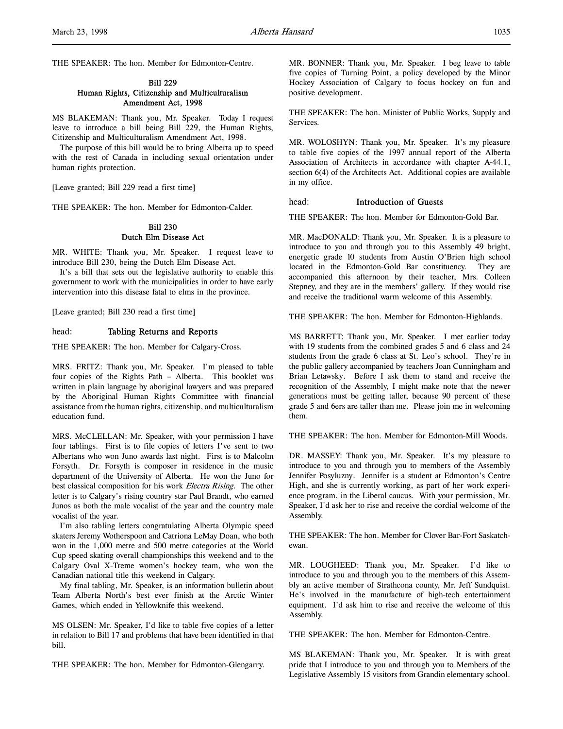THE SPEAKER: The hon. Member for Edmonton-Centre.

### Bill 229
### Human Rights, Citizenship and Multiculturalism Amendment Act, 1998

MS BLAKEMAN: Thank you, Mr. Speaker. Today I request leave to introduce a bill being Bill 229, the Human Rights, Citizenship and Multiculturalism Amendment Act, 1998.

The purpose of this bill would be to bring Alberta up to speed with the rest of Canada in including sexual orientation under human rights protection.

[Leave granted; Bill 229 read a first time]

THE SPEAKER: The hon. Member for Edmonton-Calder.

### Bill 230
### Dutch Elm Disease Act

MR. WHITE: Thank you, Mr. Speaker. I request leave to introduce Bill 230, being the Dutch Elm Disease Act.

It's a bill that sets out the legislative authority to enable this government to work with the municipalities in order to have early intervention into this disease fatal to elms in the province.

[Leave granted; Bill 230 read a first time]

## head: Tabling Returns and Reports

THE SPEAKER: The hon. Member for Calgary-Cross.

MRS. FRITZ: Thank you, Mr. Speaker. I'm pleased to table four copies of the Rights Path – Alberta. This booklet was written in plain language by aboriginal lawyers and was prepared by the Aboriginal Human Rights Committee with financial assistance from the human rights, citizenship, and multiculturalism education fund.

MRS. McCLELLAN: Mr. Speaker, with your permission I have four tablings. First is to file copies of letters I've sent to two Albertans who won Juno awards last night. First is to Malcolm Forsyth. Dr. Forsyth is composer in residence in the music department of the University of Alberta. He won the Juno for best classical composition for his work *Electra Rising*. The other letter is to Calgary's rising country star Paul Brandt, who earned Junos as both the male vocalist of the year and the country male vocalist of the year.

I'm also tabling letters congratulating Alberta Olympic speed skaters Jeremy Wotherspoon and Catriona LeMay Doan, who both won in the 1,000 metre and 500 metre categories at the World Cup speed skating overall championships this weekend and to the Calgary Oval X-Treme women's hockey team, who won the Canadian national title this weekend in Calgary.

My final tabling, Mr. Speaker, is an information bulletin about Team Alberta North's best ever finish at the Arctic Winter Games, which ended in Yellowknife this weekend.

MS OLSEN: Mr. Speaker, I'd like to table five copies of a letter in relation to Bill 17 and problems that have been identified in that bill.

THE SPEAKER: The hon. Member for Edmonton-Glengarry.

MR. BONNER: Thank you, Mr. Speaker. I beg leave to table five copies of Turning Point, a policy developed by the Minor Hockey Association of Calgary to focus hockey on fun and positive development.

THE SPEAKER: The hon. Minister of Public Works, Supply and Services.

MR. WOLOSHYN: Thank you, Mr. Speaker. It's my pleasure to table five copies of the 1997 annual report of the Alberta Association of Architects in accordance with chapter A-44.1, section 6(4) of the Architects Act. Additional copies are available in my office.

## head: Introduction of Guests

THE SPEAKER: The hon. Member for Edmonton-Gold Bar.

MR. MacDONALD: Thank you, Mr. Speaker. It is a pleasure to introduce to you and through you to this Assembly 49 bright, energetic grade 10 students from Austin O'Brien high school located in the Edmonton-Gold Bar constituency. They are accompanied this afternoon by their teacher, Mrs. Colleen Stepney, and they are in the members' gallery. If they would rise and receive the traditional warm welcome of this Assembly.

THE SPEAKER: The hon. Member for Edmonton-Highlands.

MS BARRETT: Thank you, Mr. Speaker. I met earlier today with 19 students from the combined grades 5 and 6 class and 24 students from the grade 6 class at St. Leo's school. They're in the public gallery accompanied by teachers Joan Cunningham and Brian Letawsky. Before I ask them to stand and receive the recognition of the Assembly, I might make note that the newer generations must be getting taller, because 90 percent of these grade 5 and 6ers are taller than me. Please join me in welcoming them.

THE SPEAKER: The hon. Member for Edmonton-Mill Woods.

DR. MASSEY: Thank you, Mr. Speaker. It's my pleasure to introduce to you and through you to members of the Assembly Jennifer Posyluzny. Jennifer is a student at Edmonton's Centre High, and she is currently working, as part of her work experience program, in the Liberal caucus. With your permission, Mr. Speaker, I'd ask her to rise and receive the cordial welcome of the Assembly.

THE SPEAKER: The hon. Member for Clover Bar-Fort Saskatchewan.

MR. LOUGHEED: Thank you, Mr. Speaker. I'd like to introduce to you and through you to the members of this Assembly an active member of Strathcona county, Mr. Jeff Sundquist. He's involved in the manufacture of high-tech entertainment equipment. I'd ask him to rise and receive the welcome of this Assembly.

THE SPEAKER: The hon. Member for Edmonton-Centre.

MS BLAKEMAN: Thank you, Mr. Speaker. It is with great pride that I introduce to you and through you to Members of the Legislative Assembly 15 visitors from Grandin elementary school.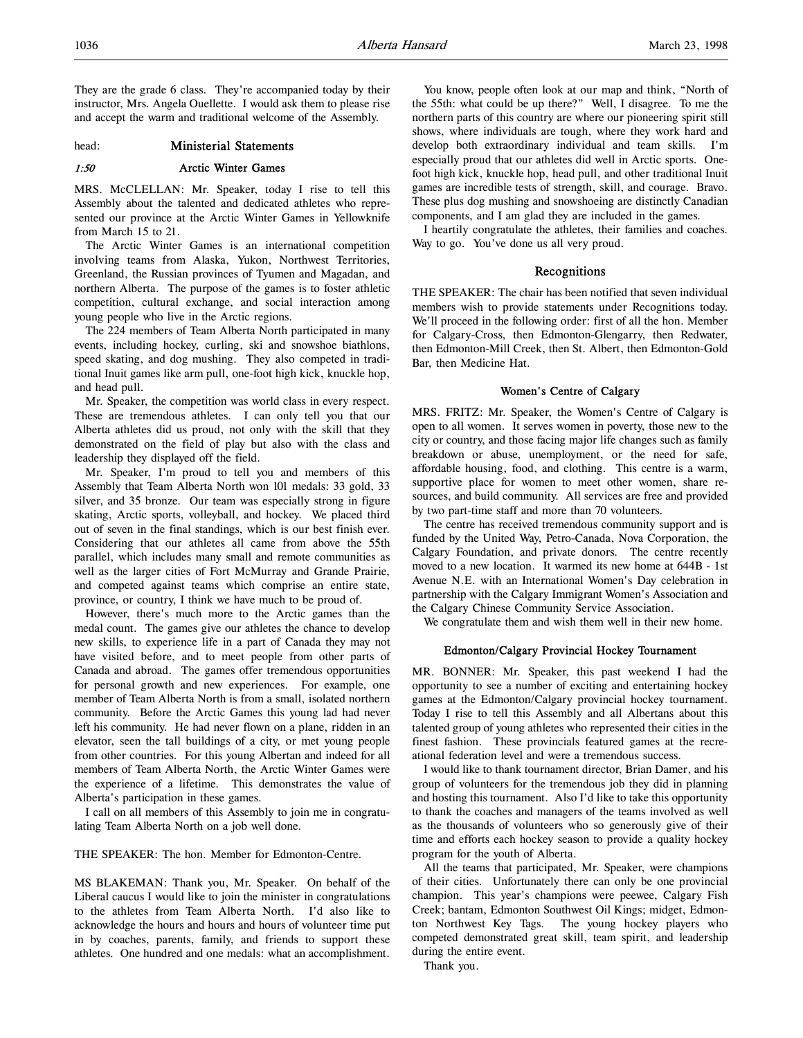They are the grade 6 class. They're accompanied today by their instructor, Mrs. Angela Ouellette. I would ask them to please rise and accept the warm and traditional welcome of the Assembly.

head: **Ministerial Statements**

*1:50* **Arctic Winter Games**

MRS. McCLELLAN: Mr. Speaker, today I rise to tell this Assembly about the talented and dedicated athletes who represented our province at the Arctic Winter Games in Yellowknife from March 15 to 21.

The Arctic Winter Games is an international competition involving teams from Alaska, Yukon, Northwest Territories, Greenland, the Russian provinces of Tyumen and Magadan, and northern Alberta. The purpose of the games is to foster athletic competition, cultural exchange, and social interaction among young people who live in the Arctic regions.

The 224 members of Team Alberta North participated in many events, including hockey, curling, ski and snowshoe biathlons, speed skating, and dog mushing. They also competed in traditional Inuit games like arm pull, one-foot high kick, knuckle hop, and head pull.

Mr. Speaker, the competition was world class in every respect. These are tremendous athletes. I can only tell you that our Alberta athletes did us proud, not only with the skill that they demonstrated on the field of play but also with the class and leadership they displayed off the field.

Mr. Speaker, I'm proud to tell you and members of this Assembly that Team Alberta North won 101 medals: 33 gold, 33 silver, and 35 bronze. Our team was especially strong in figure skating, Arctic sports, volleyball, and hockey. We placed third out of seven in the final standings, which is our best finish ever. Considering that our athletes all came from above the 55th parallel, which includes many small and remote communities as well as the larger cities of Fort McMurray and Grande Prairie, and competed against teams which comprise an entire state, province, or country, I think we have much to be proud of.

However, there's much more to the Arctic games than the medal count. The games give our athletes the chance to develop new skills, to experience life in a part of Canada they may not have visited before, and to meet people from other parts of Canada and abroad. The games offer tremendous opportunities for personal growth and new experiences. For example, one member of Team Alberta North is from a small, isolated northern community. Before the Arctic Games this young lad had never left his community. He had never flown on a plane, ridden in an elevator, seen the tall buildings of a city, or met young people from other countries. For this young Albertan and indeed for all members of Team Alberta North, the Arctic Winter Games were the experience of a lifetime. This demonstrates the value of Alberta's participation in these games.

I call on all members of this Assembly to join me in congratulating Team Alberta North on a job well done.

THE SPEAKER: The hon. Member for Edmonton-Centre.

MS BLAKEMAN: Thank you, Mr. Speaker. On behalf of the Liberal caucus I would like to join the minister in congratulations to the athletes from Team Alberta North. I'd also like to acknowledge the hours and hours and hours of volunteer time put in by coaches, parents, family, and friends to support these athletes. One hundred and one medals: what an accomplishment.

You know, people often look at our map and think, "North of the 55th: what could be up there?" Well, I disagree. To me the northern parts of this country are where our pioneering spirit still shows, where individuals are tough, where they work hard and develop both extraordinary individual and team skills. I'm especially proud that our athletes did well in Arctic sports. One-foot high kick, knuckle hop, head pull, and other traditional Inuit games are incredible tests of strength, skill, and courage. Bravo. These plus dog mushing and snowshoeing are distinctly Canadian components, and I am glad they are included in the games.

I heartily congratulate the athletes, their families and coaches. Way to go. You've done us all very proud.

## Recognitions

THE SPEAKER: The chair has been notified that seven individual members wish to provide statements under Recognitions today. We'll proceed in the following order: first of all the hon. Member for Calgary-Cross, then Edmonton-Glengarry, then Redwater, then Edmonton-Mill Creek, then St. Albert, then Edmonton-Gold Bar, then Medicine Hat.

### Women's Centre of Calgary

MRS. FRITZ: Mr. Speaker, the Women's Centre of Calgary is open to all women. It serves women in poverty, those new to the city or country, and those facing major life changes such as family breakdown or abuse, unemployment, or the need for safe, affordable housing, food, and clothing. This centre is a warm, supportive place for women to meet other women, share resources, and build community. All services are free and provided by two part-time staff and more than 70 volunteers.

The centre has received tremendous community support and is funded by the United Way, Petro-Canada, Nova Corporation, the Calgary Foundation, and private donors. The centre recently moved to a new location. It warmed its new home at 644B - 1st Avenue N.E. with an International Women's Day celebration in partnership with the Calgary Immigrant Women's Association and the Calgary Chinese Community Service Association.

We congratulate them and wish them well in their new home.

### Edmonton/Calgary Provincial Hockey Tournament

MR. BONNER: Mr. Speaker, this past weekend I had the opportunity to see a number of exciting and entertaining hockey games at the Edmonton/Calgary provincial hockey tournament. Today I rise to tell this Assembly and all Albertans about this talented group of young athletes who represented their cities in the finest fashion. These provincials featured games at the recreational federation level and were a tremendous success.

I would like to thank tournament director, Brian Damer, and his group of volunteers for the tremendous job they did in planning and hosting this tournament. Also I'd like to take this opportunity to thank the coaches and managers of the teams involved as well as the thousands of volunteers who so generously give of their time and efforts each hockey season to provide a quality hockey program for the youth of Alberta.

All the teams that participated, Mr. Speaker, were champions of their cities. Unfortunately there can only be one provincial champion. This year's champions were peewee, Calgary Fish Creek; bantam, Edmonton Southwest Oil Kings; midget, Edmonton Northwest Key Tags. The young hockey players who competed demonstrated great skill, team spirit, and leadership during the entire event.

Thank you.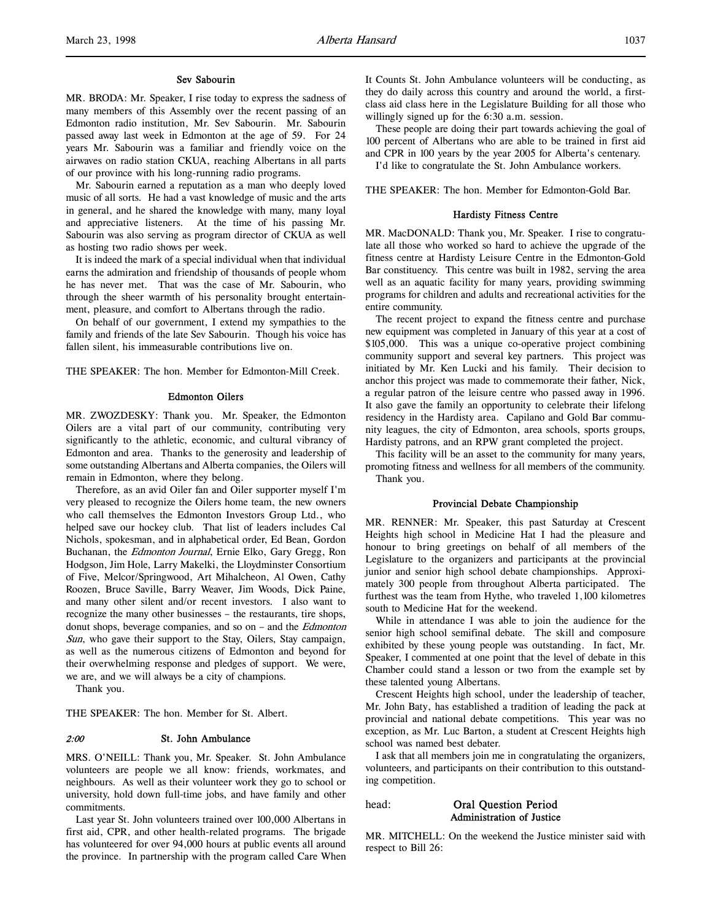### Sev Sabourin

MR. BRODA: Mr. Speaker, I rise today to express the sadness of many members of this Assembly over the recent passing of an Edmonton radio institution, Mr. Sev Sabourin. Mr. Sabourin passed away last week in Edmonton at the age of 59. For 24 years Mr. Sabourin was a familiar and friendly voice on the airwaves on radio station CKUA, reaching Albertans in all parts of our province with his long-running radio programs.

Mr. Sabourin earned a reputation as a man who deeply loved music of all sorts. He had a vast knowledge of music and the arts in general, and he shared the knowledge with many, many loyal and appreciative listeners. At the time of his passing Mr. Sabourin was also serving as program director of CKUA as well as hosting two radio shows per week.

It is indeed the mark of a special individual when that individual earns the admiration and friendship of thousands of people whom he has never met. That was the case of Mr. Sabourin, who through the sheer warmth of his personality brought entertainment, pleasure, and comfort to Albertans through the radio.

On behalf of our government, I extend my sympathies to the family and friends of the late Sev Sabourin. Though his voice has fallen silent, his immeasurable contributions live on.

THE SPEAKER: The hon. Member for Edmonton-Mill Creek.

### Edmonton Oilers

MR. ZWOZDESKY: Thank you. Mr. Speaker, the Edmonton Oilers are a vital part of our community, contributing very significantly to the athletic, economic, and cultural vibrancy of Edmonton and area. Thanks to the generosity and leadership of some outstanding Albertans and Alberta companies, the Oilers will remain in Edmonton, where they belong.

Therefore, as an avid Oiler fan and Oiler supporter myself I'm very pleased to recognize the Oilers home team, the new owners who call themselves the Edmonton Investors Group Ltd., who helped save our hockey club. That list of leaders includes Cal Nichols, spokesman, and in alphabetical order, Ed Bean, Gordon Buchanan, the *Edmonton Journal*, Ernie Elko, Gary Gregg, Ron Hodgson, Jim Hole, Larry Makelki, the Lloydminster Consortium of Five, Melcor/Springwood, Art Mihalcheon, Al Owen, Cathy Roozen, Bruce Saville, Barry Weaver, Jim Woods, Dick Paine, and many other silent and/or recent investors. I also want to recognize the many other businesses – the restaurants, tire shops, donut shops, beverage companies, and so on – and the *Edmonton Sun*, who gave their support to the Stay, Oilers, Stay campaign, as well as the numerous citizens of Edmonton and beyond for their overwhelming response and pledges of support. We were, we are, and we will always be a city of champions.

Thank you.

THE SPEAKER: The hon. Member for St. Albert.

*2:00*

### St. John Ambulance

MRS. O'NEILL: Thank you, Mr. Speaker. St. John Ambulance volunteers are people we all know: friends, workmates, and neighbours. As well as their volunteer work they go to school or university, hold down full-time jobs, and have family and other commitments.

Last year St. John volunteers trained over 100,000 Albertans in first aid, CPR, and other health-related programs. The brigade has volunteered for over 94,000 hours at public events all around the province. In partnership with the program called Care When It Counts St. John Ambulance volunteers will be conducting, as they do daily across this country and around the world, a first-class aid class here in the Legislature Building for all those who willingly signed up for the 6:30 a.m. session.

These people are doing their part towards achieving the goal of 100 percent of Albertans who are able to be trained in first aid and CPR in 100 years by the year 2005 for Alberta's centenary.

I'd like to congratulate the St. John Ambulance workers.

THE SPEAKER: The hon. Member for Edmonton-Gold Bar.

### Hardisty Fitness Centre

MR. MacDONALD: Thank you, Mr. Speaker. I rise to congratulate all those who worked so hard to achieve the upgrade of the fitness centre at Hardisty Leisure Centre in the Edmonton-Gold Bar constituency. This centre was built in 1982, serving the area well as an aquatic facility for many years, providing swimming programs for children and adults and recreational activities for the entire community.

The recent project to expand the fitness centre and purchase new equipment was completed in January of this year at a cost of $105,000. This was a unique co-operative project combining community support and several key partners. This project was initiated by Mr. Ken Lucki and his family. Their decision to anchor this project was made to commemorate their father, Nick, a regular patron of the leisure centre who passed away in 1996. It also gave the family an opportunity to celebrate their lifelong residency in the Hardisty area. Capilano and Gold Bar community leagues, the city of Edmonton, area schools, sports groups, Hardisty patrons, and an RPW grant completed the project.

This facility will be an asset to the community for many years, promoting fitness and wellness for all members of the community.

Thank you.

### Provincial Debate Championship

MR. RENNER: Mr. Speaker, this past Saturday at Crescent Heights high school in Medicine Hat I had the pleasure and honour to bring greetings on behalf of all members of the Legislature to the organizers and participants at the provincial junior and senior high school debate championships. Approximately 300 people from throughout Alberta participated. The furthest was the team from Hythe, who traveled 1,100 kilometres south to Medicine Hat for the weekend.

While in attendance I was able to join the audience for the senior high school semifinal debate. The skill and composure exhibited by these young people was outstanding. In fact, Mr. Speaker, I commented at one point that the level of debate in this Chamber could stand a lesson or two from the example set by these talented young Albertans.

Crescent Heights high school, under the leadership of teacher, Mr. John Baty, has established a tradition of leading the pack at provincial and national debate competitions. This year was no exception, as Mr. Luc Barton, a student at Crescent Heights high school was named best debater.

I ask that all members join me in congratulating the organizers, volunteers, and participants on their contribution to this outstanding competition.

head: **Oral Question Period**

### Administration of Justice

MR. MITCHELL: On the weekend the Justice minister said with respect to Bill 26: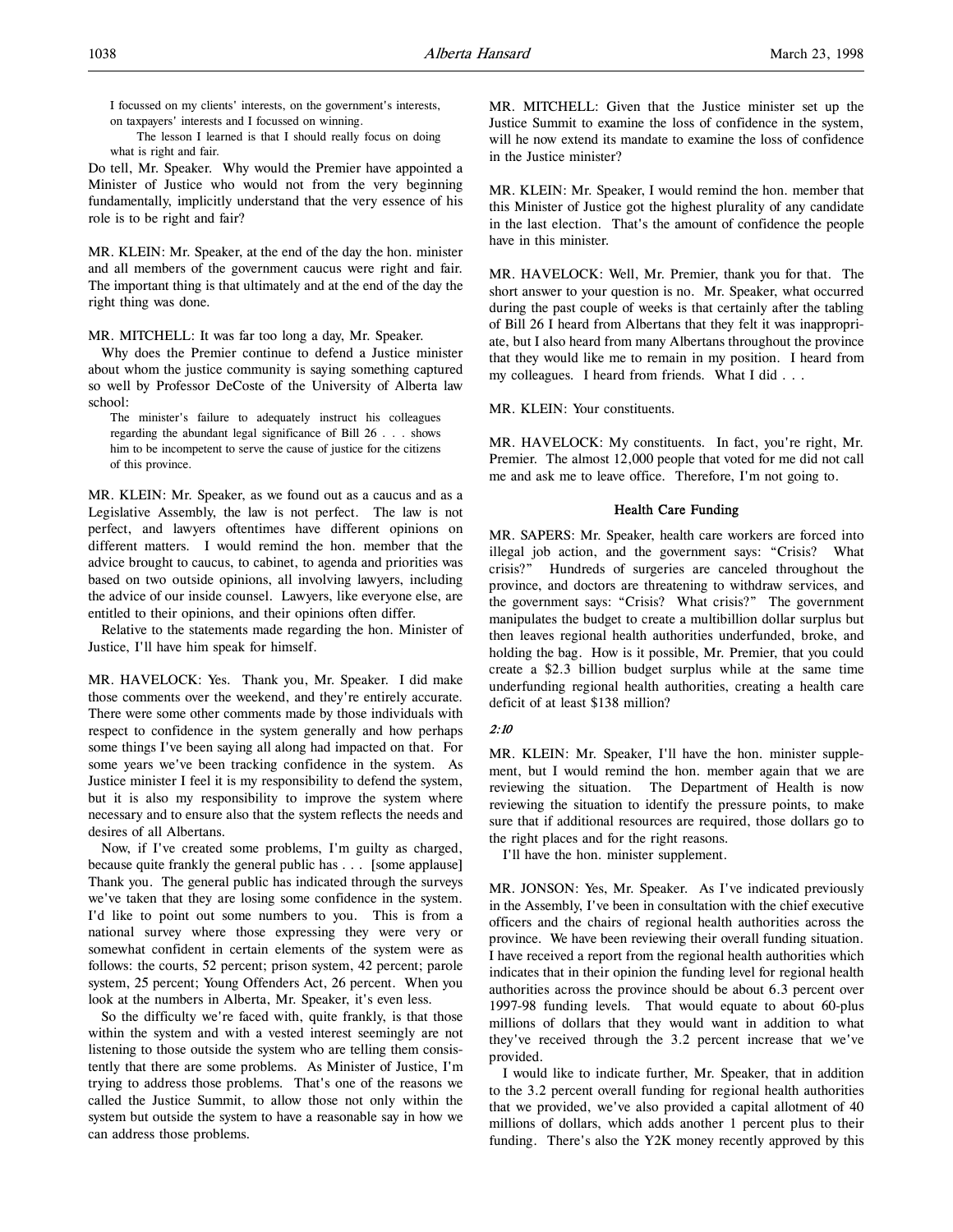> I focussed on my clients' interests, on the government's interests, on taxpayers' interests and I focussed on winning.
>
> The lesson I learned is that I should really focus on doing what is right and fair.

Do tell, Mr. Speaker. Why would the Premier have appointed a Minister of Justice who would not from the very beginning fundamentally, implicitly understand that the very essence of his role is to be right and fair?

MR. KLEIN: Mr. Speaker, at the end of the day the hon. minister and all members of the government caucus were right and fair. The important thing is that ultimately and at the end of the day the right thing was done.

MR. MITCHELL: It was far too long a day, Mr. Speaker.

Why does the Premier continue to defend a Justice minister about whom the justice community is saying something captured so well by Professor DeCoste of the University of Alberta law school:

> The minister's failure to adequately instruct his colleagues regarding the abundant legal significance of Bill 26 . . . shows him to be incompetent to serve the cause of justice for the citizens of this province.

MR. KLEIN: Mr. Speaker, as we found out as a caucus and as a Legislative Assembly, the law is not perfect. The law is not perfect, and lawyers oftentimes have different opinions on different matters. I would remind the hon. member that the advice brought to caucus, to cabinet, to agenda and priorities was based on two outside opinions, all involving lawyers, including the advice of our inside counsel. Lawyers, like everyone else, are entitled to their opinions, and their opinions often differ.

Relative to the statements made regarding the hon. Minister of Justice, I'll have him speak for himself.

MR. HAVELOCK: Yes. Thank you, Mr. Speaker. I did make those comments over the weekend, and they're entirely accurate. There were some other comments made by those individuals with respect to confidence in the system generally and how perhaps some things I've been saying all along had impacted on that. For some years we've been tracking confidence in the system. As Justice minister I feel it is my responsibility to defend the system, but it is also my responsibility to improve the system where necessary and to ensure also that the system reflects the needs and desires of all Albertans.

Now, if I've created some problems, I'm guilty as charged, because quite frankly the general public has . . . [some applause] Thank you. The general public has indicated through the surveys we've taken that they are losing some confidence in the system. I'd like to point out some numbers to you. This is from a national survey where those expressing they were very or somewhat confident in certain elements of the system were as follows: the courts, 52 percent; prison system, 42 percent; parole system, 25 percent; Young Offenders Act, 26 percent. When you look at the numbers in Alberta, Mr. Speaker, it's even less.

So the difficulty we're faced with, quite frankly, is that those within the system and with a vested interest seemingly are not listening to those outside the system who are telling them consistently that there are some problems. As Minister of Justice, I'm trying to address those problems. That's one of the reasons we called the Justice Summit, to allow those not only within the system but outside the system to have a reasonable say in how we can address those problems.

MR. MITCHELL: Given that the Justice minister set up the Justice Summit to examine the loss of confidence in the system, will he now extend its mandate to examine the loss of confidence in the Justice minister?

MR. KLEIN: Mr. Speaker, I would remind the hon. member that this Minister of Justice got the highest plurality of any candidate in the last election. That's the amount of confidence the people have in this minister.

MR. HAVELOCK: Well, Mr. Premier, thank you for that. The short answer to your question is no. Mr. Speaker, what occurred during the past couple of weeks is that certainly after the tabling of Bill 26 I heard from Albertans that they felt it was inappropriate, but I also heard from many Albertans throughout the province that they would like me to remain in my position. I heard from my colleagues. I heard from friends. What I did . . .

MR. KLEIN: Your constituents.

MR. HAVELOCK: My constituents. In fact, you're right, Mr. Premier. The almost 12,000 people that voted for me did not call me and ask me to leave office. Therefore, I'm not going to.

### Health Care Funding

MR. SAPERS: Mr. Speaker, health care workers are forced into illegal job action, and the government says: "Crisis? What crisis?" Hundreds of surgeries are canceled throughout the province, and doctors are threatening to withdraw services, and the government says: "Crisis? What crisis?" The government manipulates the budget to create a multibillion dollar surplus but then leaves regional health authorities underfunded, broke, and holding the bag. How is it possible, Mr. Premier, that you could create a $2.3 billion budget surplus while at the same time underfunding regional health authorities, creating a health care deficit of at least $138 million?

*2:10*

MR. KLEIN: Mr. Speaker, I'll have the hon. minister supplement, but I would remind the hon. member again that we are reviewing the situation. The Department of Health is now reviewing the situation to identify the pressure points, to make sure that if additional resources are required, those dollars go to the right places and for the right reasons.

I'll have the hon. minister supplement.

MR. JONSON: Yes, Mr. Speaker. As I've indicated previously in the Assembly, I've been in consultation with the chief executive officers and the chairs of regional health authorities across the province. We have been reviewing their overall funding situation. I have received a report from the regional health authorities which indicates that in their opinion the funding level for regional health authorities across the province should be about 6.3 percent over 1997-98 funding levels. That would equate to about 60-plus millions of dollars that they would want in addition to what they've received through the 3.2 percent increase that we've provided.

I would like to indicate further, Mr. Speaker, that in addition to the 3.2 percent overall funding for regional health authorities that we provided, we've also provided a capital allotment of 40 millions of dollars, which adds another 1 percent plus to their funding. There's also the Y2K money recently approved by this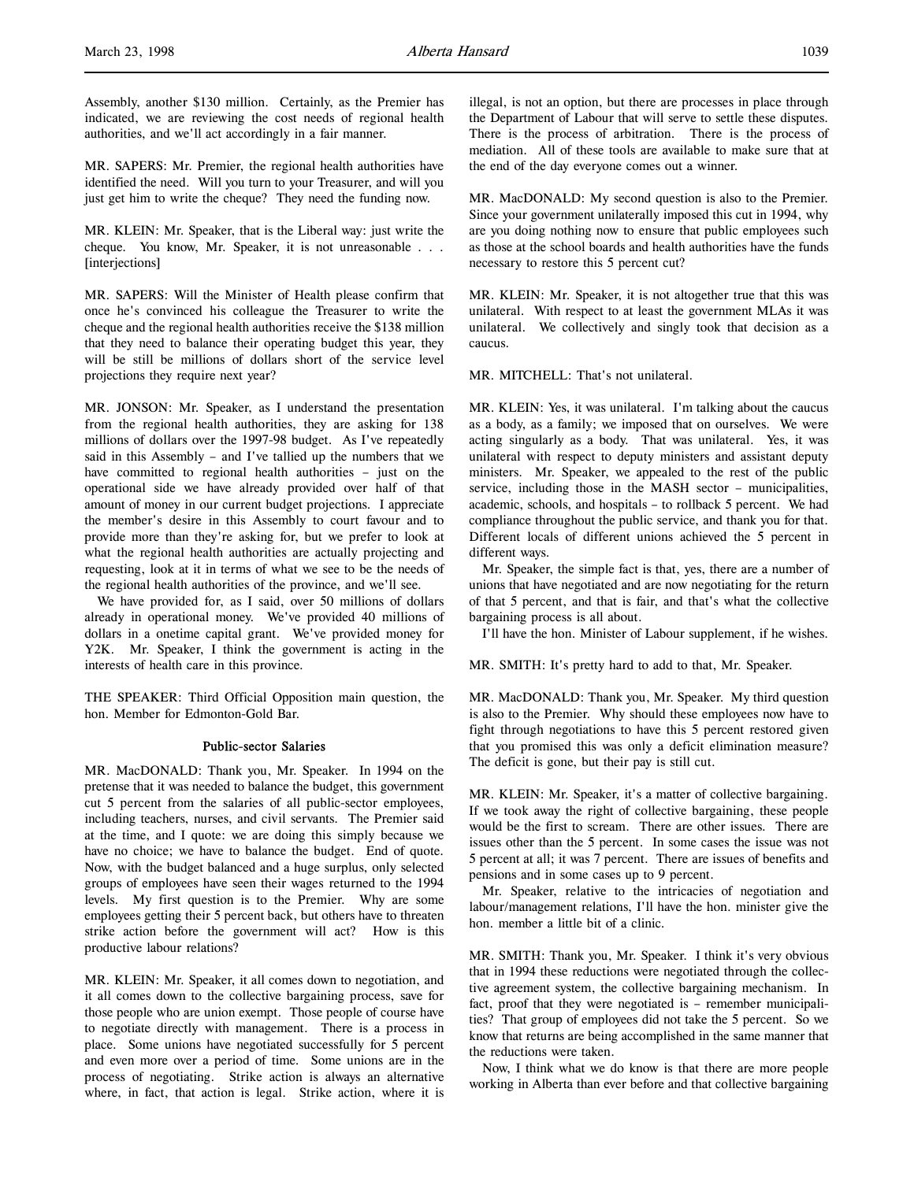Assembly, another $130 million. Certainly, as the Premier has indicated, we are reviewing the cost needs of regional health authorities, and we'll act accordingly in a fair manner.

MR. SAPERS: Mr. Premier, the regional health authorities have identified the need. Will you turn to your Treasurer, and will you just get him to write the cheque? They need the funding now.

MR. KLEIN: Mr. Speaker, that is the Liberal way: just write the cheque. You know, Mr. Speaker, it is not unreasonable . . . [interjections]

MR. SAPERS: Will the Minister of Health please confirm that once he's convinced his colleague the Treasurer to write the cheque and the regional health authorities receive the $138 million that they need to balance their operating budget this year, they will be still be millions of dollars short of the service level projections they require next year?

MR. JONSON: Mr. Speaker, as I understand the presentation from the regional health authorities, they are asking for 138 millions of dollars over the 1997-98 budget. As I've repeatedly said in this Assembly – and I've tallied up the numbers that we have committed to regional health authorities – just on the operational side we have already provided over half of that amount of money in our current budget projections. I appreciate the member's desire in this Assembly to court favour and to provide more than they're asking for, but we prefer to look at what the regional health authorities are actually projecting and requesting, look at it in terms of what we see to be the needs of the regional health authorities of the province, and we'll see.

We have provided for, as I said, over 50 millions of dollars already in operational money. We've provided 40 millions of dollars in a onetime capital grant. We've provided money for Y2K. Mr. Speaker, I think the government is acting in the interests of health care in this province.

THE SPEAKER: Third Official Opposition main question, the hon. Member for Edmonton-Gold Bar.

### Public-sector Salaries

MR. MacDONALD: Thank you, Mr. Speaker. In 1994 on the pretense that it was needed to balance the budget, this government cut 5 percent from the salaries of all public-sector employees, including teachers, nurses, and civil servants. The Premier said at the time, and I quote: we are doing this simply because we have no choice; we have to balance the budget. End of quote. Now, with the budget balanced and a huge surplus, only selected groups of employees have seen their wages returned to the 1994 levels. My first question is to the Premier. Why are some employees getting their 5 percent back, but others have to threaten strike action before the government will act? How is this productive labour relations?

MR. KLEIN: Mr. Speaker, it all comes down to negotiation, and it all comes down to the collective bargaining process, save for those people who are union exempt. Those people of course have to negotiate directly with management. There is a process in place. Some unions have negotiated successfully for 5 percent and even more over a period of time. Some unions are in the process of negotiating. Strike action is always an alternative where, in fact, that action is legal. Strike action, where it is illegal, is not an option, but there are processes in place through the Department of Labour that will serve to settle these disputes. There is the process of arbitration. There is the process of mediation. All of these tools are available to make sure that at the end of the day everyone comes out a winner.

MR. MacDONALD: My second question is also to the Premier. Since your government unilaterally imposed this cut in 1994, why are you doing nothing now to ensure that public employees such as those at the school boards and health authorities have the funds necessary to restore this 5 percent cut?

MR. KLEIN: Mr. Speaker, it is not altogether true that this was unilateral. With respect to at least the government MLAs it was unilateral. We collectively and singly took that decision as a caucus.

MR. MITCHELL: That's not unilateral.

MR. KLEIN: Yes, it was unilateral. I'm talking about the caucus as a body, as a family; we imposed that on ourselves. We were acting singularly as a body. That was unilateral. Yes, it was unilateral with respect to deputy ministers and assistant deputy ministers. Mr. Speaker, we appealed to the rest of the public service, including those in the MASH sector – municipalities, academic, schools, and hospitals – to rollback 5 percent. We had compliance throughout the public service, and thank you for that. Different locals of different unions achieved the 5 percent in different ways.

Mr. Speaker, the simple fact is that, yes, there are a number of unions that have negotiated and are now negotiating for the return of that 5 percent, and that is fair, and that's what the collective bargaining process is all about.

I'll have the hon. Minister of Labour supplement, if he wishes.

MR. SMITH: It's pretty hard to add to that, Mr. Speaker.

MR. MacDONALD: Thank you, Mr. Speaker. My third question is also to the Premier. Why should these employees now have to fight through negotiations to have this 5 percent restored given that you promised this was only a deficit elimination measure? The deficit is gone, but their pay is still cut.

MR. KLEIN: Mr. Speaker, it's a matter of collective bargaining. If we took away the right of collective bargaining, these people would be the first to scream. There are other issues. There are issues other than the 5 percent. In some cases the issue was not 5 percent at all; it was 7 percent. There are issues of benefits and pensions and in some cases up to 9 percent.

Mr. Speaker, relative to the intricacies of negotiation and labour/management relations, I'll have the hon. minister give the hon. member a little bit of a clinic.

MR. SMITH: Thank you, Mr. Speaker. I think it's very obvious that in 1994 these reductions were negotiated through the collective agreement system, the collective bargaining mechanism. In fact, proof that they were negotiated is – remember municipalities? That group of employees did not take the 5 percent. So we know that returns are being accomplished in the same manner that the reductions were taken.

Now, I think what we do know is that there are more people working in Alberta than ever before and that collective bargaining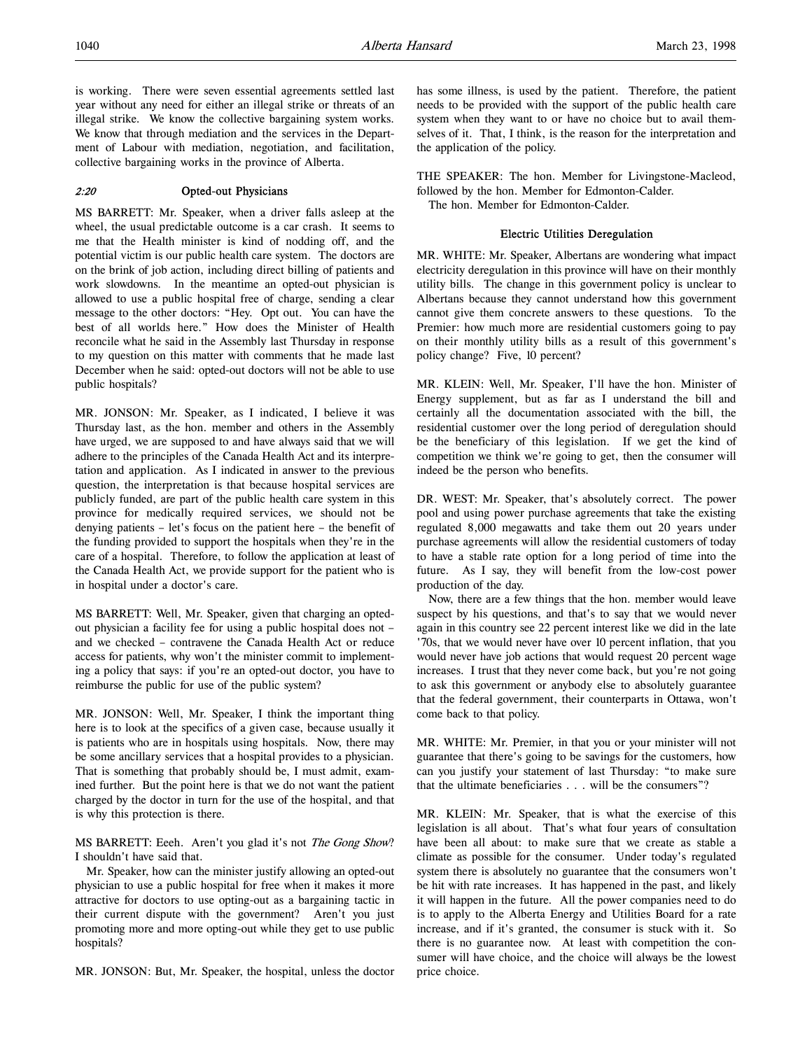is working. There were seven essential agreements settled last year without any need for either an illegal strike or threats of an illegal strike. We know the collective bargaining system works. We know that through mediation and the services in the Department of Labour with mediation, negotiation, and facilitation, collective bargaining works in the province of Alberta.

### *2:20* Opted-out Physicians

MS BARRETT: Mr. Speaker, when a driver falls asleep at the wheel, the usual predictable outcome is a car crash. It seems to me that the Health minister is kind of nodding off, and the potential victim is our public health care system. The doctors are on the brink of job action, including direct billing of patients and work slowdowns. In the meantime an opted-out physician is allowed to use a public hospital free of charge, sending a clear message to the other doctors: "Hey. Opt out. You can have the best of all worlds here." How does the Minister of Health reconcile what he said in the Assembly last Thursday in response to my question on this matter with comments that he made last December when he said: opted-out doctors will not be able to use public hospitals?

MR. JONSON: Mr. Speaker, as I indicated, I believe it was Thursday last, as the hon. member and others in the Assembly have urged, we are supposed to and have always said that we will adhere to the principles of the Canada Health Act and its interpretation and application. As I indicated in answer to the previous question, the interpretation is that because hospital services are publicly funded, are part of the public health care system in this province for medically required services, we should not be denying patients – let's focus on the patient here – the benefit of the funding provided to support the hospitals when they're in the care of a hospital. Therefore, to follow the application at least of the Canada Health Act, we provide support for the patient who is in hospital under a doctor's care.

MS BARRETT: Well, Mr. Speaker, given that charging an opted-out physician a facility fee for using a public hospital does not – and we checked – contravene the Canada Health Act or reduce access for patients, why won't the minister commit to implementing a policy that says: if you're an opted-out doctor, you have to reimburse the public for use of the public system?

MR. JONSON: Well, Mr. Speaker, I think the important thing here is to look at the specifics of a given case, because usually it is patients who are in hospitals using hospitals. Now, there may be some ancillary services that a hospital provides to a physician. That is something that probably should be, I must admit, examined further. But the point here is that we do not want the patient charged by the doctor in turn for the use of the hospital, and that is why this protection is there.

MS BARRETT: Eeeh. Aren't you glad it's not *The Gong Show*? I shouldn't have said that.

Mr. Speaker, how can the minister justify allowing an opted-out physician to use a public hospital for free when it makes it more attractive for doctors to use opting-out as a bargaining tactic in their current dispute with the government? Aren't you just promoting more and more opting-out while they get to use public hospitals?

MR. JONSON: But, Mr. Speaker, the hospital, unless the doctor has some illness, is used by the patient. Therefore, the patient needs to be provided with the support of the public health care system when they want to or have no choice but to avail themselves of it. That, I think, is the reason for the interpretation and the application of the policy.

THE SPEAKER: The hon. Member for Livingstone-Macleod, followed by the hon. Member for Edmonton-Calder.

The hon. Member for Edmonton-Calder.

### Electric Utilities Deregulation

MR. WHITE: Mr. Speaker, Albertans are wondering what impact electricity deregulation in this province will have on their monthly utility bills. The change in this government policy is unclear to Albertans because they cannot understand how this government cannot give them concrete answers to these questions. To the Premier: how much more are residential customers going to pay on their monthly utility bills as a result of this government's policy change? Five, 10 percent?

MR. KLEIN: Well, Mr. Speaker, I'll have the hon. Minister of Energy supplement, but as far as I understand the bill and certainly all the documentation associated with the bill, the residential customer over the long period of deregulation should be the beneficiary of this legislation. If we get the kind of competition we think we're going to get, then the consumer will indeed be the person who benefits.

DR. WEST: Mr. Speaker, that's absolutely correct. The power pool and using power purchase agreements that take the existing regulated 8,000 megawatts and take them out 20 years under purchase agreements will allow the residential customers of today to have a stable rate option for a long period of time into the future. As I say, they will benefit from the low-cost power production of the day.

Now, there are a few things that the hon. member would leave suspect by his questions, and that's to say that we would never again in this country see 22 percent interest like we did in the late '70s, that we would never have over 10 percent inflation, that you would never have job actions that would request 20 percent wage increases. I trust that they never come back, but you're not going to ask this government or anybody else to absolutely guarantee that the federal government, their counterparts in Ottawa, won't come back to that policy.

MR. WHITE: Mr. Premier, in that you or your minister will not guarantee that there's going to be savings for the customers, how can you justify your statement of last Thursday: "to make sure that the ultimate beneficiaries . . . will be the consumers"?

MR. KLEIN: Mr. Speaker, that is what the exercise of this legislation is all about. That's what four years of consultation have been all about: to make sure that we create as stable a climate as possible for the consumer. Under today's regulated system there is absolutely no guarantee that the consumers won't be hit with rate increases. It has happened in the past, and likely it will happen in the future. All the power companies need to do is to apply to the Alberta Energy and Utilities Board for a rate increase, and if it's granted, the consumer is stuck with it. So there is no guarantee now. At least with competition the consumer will have choice, and the choice will always be the lowest price choice.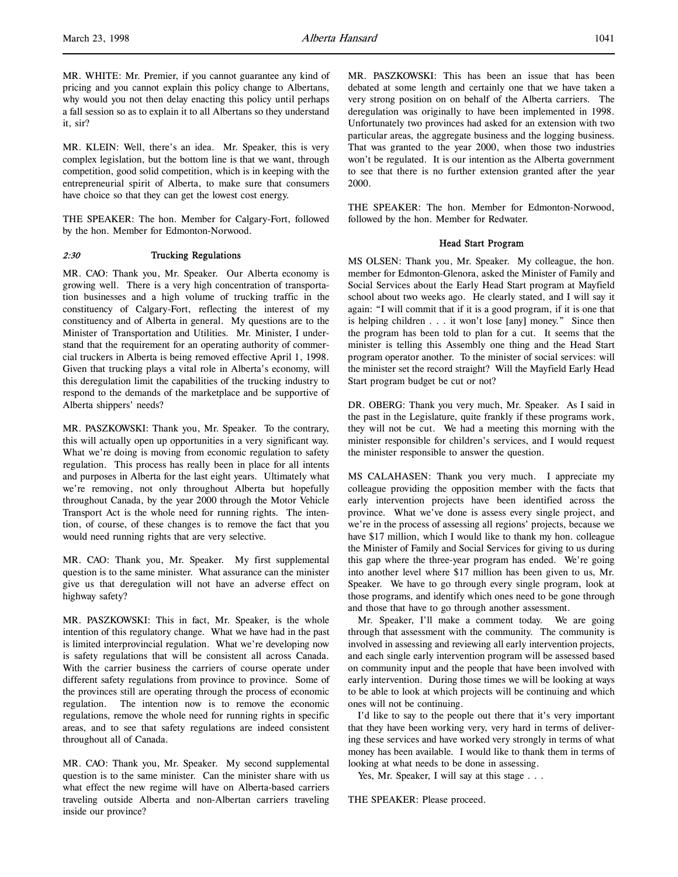MR. WHITE: Mr. Premier, if you cannot guarantee any kind of pricing and you cannot explain this policy change to Albertans, why would you not then delay enacting this policy until perhaps a fall session so as to explain it to all Albertans so they understand it, sir?

MR. KLEIN: Well, there's an idea. Mr. Speaker, this is very complex legislation, but the bottom line is that we want, through competition, good solid competition, which is in keeping with the entrepreneurial spirit of Alberta, to make sure that consumers have choice so that they can get the lowest cost energy.

THE SPEAKER: The hon. Member for Calgary-Fort, followed by the hon. Member for Edmonton-Norwood.

*2:30* **Trucking Regulations**

MR. CAO: Thank you, Mr. Speaker. Our Alberta economy is growing well. There is a very high concentration of transportation businesses and a high volume of trucking traffic in the constituency of Calgary-Fort, reflecting the interest of my constituency and of Alberta in general. My questions are to the Minister of Transportation and Utilities. Mr. Minister, I understand that the requirement for an operating authority of commercial truckers in Alberta is being removed effective April 1, 1998. Given that trucking plays a vital role in Alberta's economy, will this deregulation limit the capabilities of the trucking industry to respond to the demands of the marketplace and be supportive of Alberta shippers' needs?

MR. PASZKOWSKI: Thank you, Mr. Speaker. To the contrary, this will actually open up opportunities in a very significant way. What we're doing is moving from economic regulation to safety regulation. This process has really been in place for all intents and purposes in Alberta for the last eight years. Ultimately what we're removing, not only throughout Alberta but hopefully throughout Canada, by the year 2000 through the Motor Vehicle Transport Act is the whole need for running rights. The intention, of course, of these changes is to remove the fact that you would need running rights that are very selective.

MR. CAO: Thank you, Mr. Speaker. My first supplemental question is to the same minister. What assurance can the minister give us that deregulation will not have an adverse effect on highway safety?

MR. PASZKOWSKI: This in fact, Mr. Speaker, is the whole intention of this regulatory change. What we have had in the past is limited interprovincial regulation. What we're developing now is safety regulations that will be consistent all across Canada. With the carrier business the carriers of course operate under different safety regulations from province to province. Some of the provinces still are operating through the process of economic regulation. The intention now is to remove the economic regulations, remove the whole need for running rights in specific areas, and to see that safety regulations are indeed consistent throughout all of Canada.

MR. CAO: Thank you, Mr. Speaker. My second supplemental question is to the same minister. Can the minister share with us what effect the new regime will have on Alberta-based carriers traveling outside Alberta and non-Albertan carriers traveling inside our province?

MR. PASZKOWSKI: This has been an issue that has been debated at some length and certainly one that we have taken a very strong position on on behalf of the Alberta carriers. The deregulation was originally to have been implemented in 1998. Unfortunately two provinces had asked for an extension with two particular areas, the aggregate business and the logging business. That was granted to the year 2000, when those two industries won't be regulated. It is our intention as the Alberta government to see that there is no further extension granted after the year 2000.

THE SPEAKER: The hon. Member for Edmonton-Norwood, followed by the hon. Member for Redwater.

**Head Start Program**

MS OLSEN: Thank you, Mr. Speaker. My colleague, the hon. member for Edmonton-Glenora, asked the Minister of Family and Social Services about the Early Head Start program at Mayfield school about two weeks ago. He clearly stated, and I will say it again: "I will commit that if it is a good program, if it is one that is helping children . . . it won't lose [any] money." Since then the program has been told to plan for a cut. It seems that the minister is telling this Assembly one thing and the Head Start program operator another. To the minister of social services: will the minister set the record straight? Will the Mayfield Early Head Start program budget be cut or not?

DR. OBERG: Thank you very much, Mr. Speaker. As I said in the past in the Legislature, quite frankly if these programs work, they will not be cut. We had a meeting this morning with the minister responsible for children's services, and I would request the minister responsible to answer the question.

MS CALAHASEN: Thank you very much. I appreciate my colleague providing the opposition member with the facts that early intervention projects have been identified across the province. What we've done is assess every single project, and we're in the process of assessing all regions' projects, because we have $17 million, which I would like to thank my hon. colleague the Minister of Family and Social Services for giving to us during this gap where the three-year program has ended. We're going into another level where $17 million has been given to us, Mr. Speaker. We have to go through every single program, look at those programs, and identify which ones need to be gone through and those that have to go through another assessment.

Mr. Speaker, I'll make a comment today. We are going through that assessment with the community. The community is involved in assessing and reviewing all early intervention projects, and each single early intervention program will be assessed based on community input and the people that have been involved with early intervention. During those times we will be looking at ways to be able to look at which projects will be continuing and which ones will not be continuing.

I'd like to say to the people out there that it's very important that they have been working very, very hard in terms of delivering these services and have worked very strongly in terms of what money has been available. I would like to thank them in terms of looking at what needs to be done in assessing.

Yes, Mr. Speaker, I will say at this stage . . .

THE SPEAKER: Please proceed.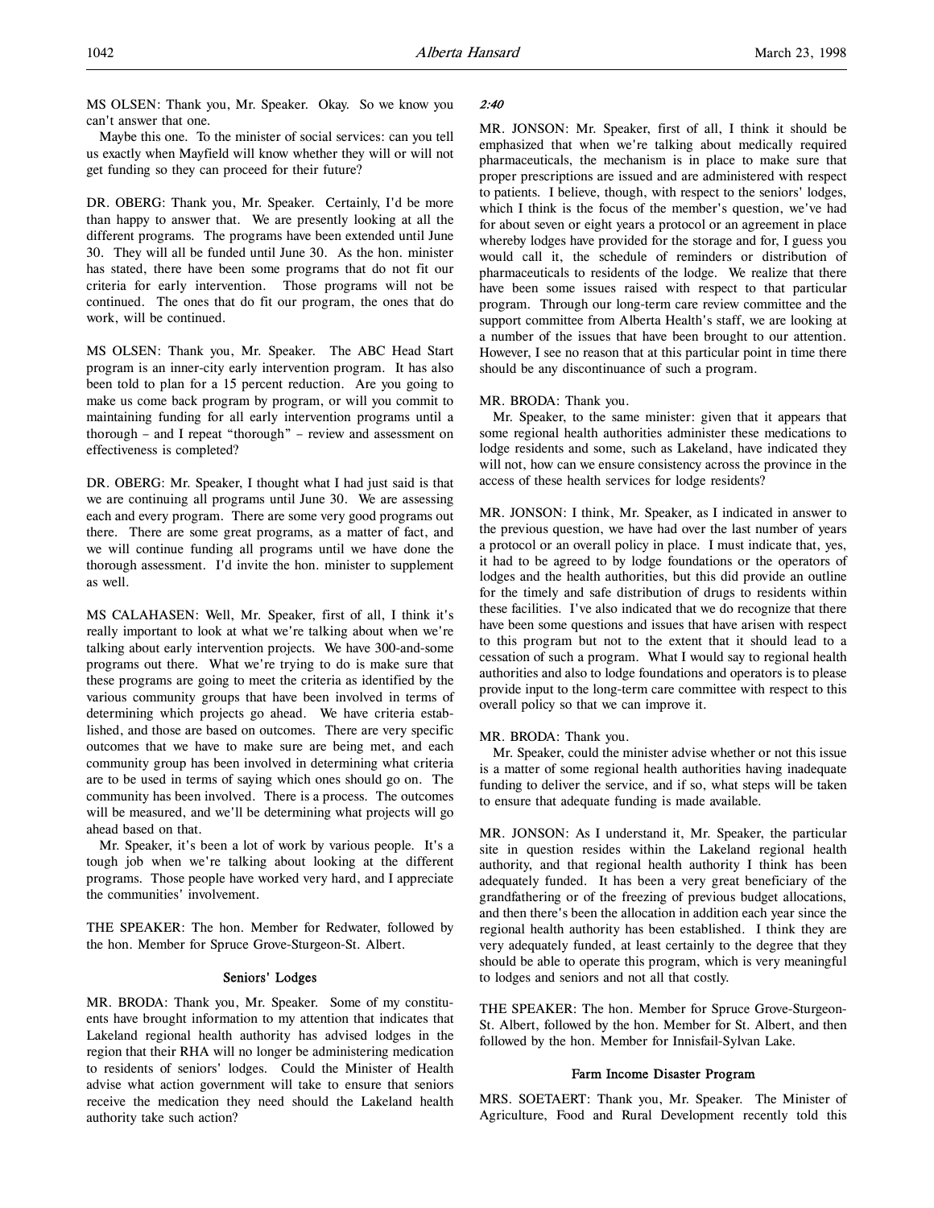MS OLSEN: Thank you, Mr. Speaker. Okay. So we know you can't answer that one.

Maybe this one. To the minister of social services: can you tell us exactly when Mayfield will know whether they will or will not get funding so they can proceed for their future?

DR. OBERG: Thank you, Mr. Speaker. Certainly, I'd be more than happy to answer that. We are presently looking at all the different programs. The programs have been extended until June 30. They will all be funded until June 30. As the hon. minister has stated, there have been some programs that do not fit our criteria for early intervention. Those programs will not be continued. The ones that do fit our program, the ones that do work, will be continued.

MS OLSEN: Thank you, Mr. Speaker. The ABC Head Start program is an inner-city early intervention program. It has also been told to plan for a 15 percent reduction. Are you going to make us come back program by program, or will you commit to maintaining funding for all early intervention programs until a thorough – and I repeat "thorough" – review and assessment on effectiveness is completed?

DR. OBERG: Mr. Speaker, I thought what I had just said is that we are continuing all programs until June 30. We are assessing each and every program. There are some very good programs out there. There are some great programs, as a matter of fact, and we will continue funding all programs until we have done the thorough assessment. I'd invite the hon. minister to supplement as well.

MS CALAHASEN: Well, Mr. Speaker, first of all, I think it's really important to look at what we're talking about when we're talking about early intervention projects. We have 300-and-some programs out there. What we're trying to do is make sure that these programs are going to meet the criteria as identified by the various community groups that have been involved in terms of determining which projects go ahead. We have criteria established, and those are based on outcomes. There are very specific outcomes that we have to make sure are being met, and each community group has been involved in determining what criteria are to be used in terms of saying which ones should go on. The community has been involved. There is a process. The outcomes will be measured, and we'll be determining what projects will go ahead based on that.

Mr. Speaker, it's been a lot of work by various people. It's a tough job when we're talking about looking at the different programs. Those people have worked very hard, and I appreciate the communities' involvement.

THE SPEAKER: The hon. Member for Redwater, followed by the hon. Member for Spruce Grove-Sturgeon-St. Albert.

## Seniors' Lodges

MR. BRODA: Thank you, Mr. Speaker. Some of my constituents have brought information to my attention that indicates that Lakeland regional health authority has advised lodges in the region that their RHA will no longer be administering medication to residents of seniors' lodges. Could the Minister of Health advise what action government will take to ensure that seniors receive the medication they need should the Lakeland health authority take such action?

*2:40*

MR. JONSON: Mr. Speaker, first of all, I think it should be emphasized that when we're talking about medically required pharmaceuticals, the mechanism is in place to make sure that proper prescriptions are issued and are administered with respect to patients. I believe, though, with respect to the seniors' lodges, which I think is the focus of the member's question, we've had for about seven or eight years a protocol or an agreement in place whereby lodges have provided for the storage and for, I guess you would call it, the schedule of reminders or distribution of pharmaceuticals to residents of the lodge. We realize that there have been some issues raised with respect to that particular program. Through our long-term care review committee and the support committee from Alberta Health's staff, we are looking at a number of the issues that have been brought to our attention. However, I see no reason that at this particular point in time there should be any discontinuance of such a program.

MR. BRODA: Thank you.

Mr. Speaker, to the same minister: given that it appears that some regional health authorities administer these medications to lodge residents and some, such as Lakeland, have indicated they will not, how can we ensure consistency across the province in the access of these health services for lodge residents?

MR. JONSON: I think, Mr. Speaker, as I indicated in answer to the previous question, we have had over the last number of years a protocol or an overall policy in place. I must indicate that, yes, it had to be agreed to by lodge foundations or the operators of lodges and the health authorities, but this did provide an outline for the timely and safe distribution of drugs to residents within these facilities. I've also indicated that we do recognize that there have been some questions and issues that have arisen with respect to this program but not to the extent that it should lead to a cessation of such a program. What I would say to regional health authorities and also to lodge foundations and operators is to please provide input to the long-term care committee with respect to this overall policy so that we can improve it.

MR. BRODA: Thank you.

Mr. Speaker, could the minister advise whether or not this issue is a matter of some regional health authorities having inadequate funding to deliver the service, and if so, what steps will be taken to ensure that adequate funding is made available.

MR. JONSON: As I understand it, Mr. Speaker, the particular site in question resides within the Lakeland regional health authority, and that regional health authority I think has been adequately funded. It has been a very great beneficiary of the grandfathering or of the freezing of previous budget allocations, and then there's been the allocation in addition each year since the regional health authority has been established. I think they are very adequately funded, at least certainly to the degree that they should be able to operate this program, which is very meaningful to lodges and seniors and not all that costly.

THE SPEAKER: The hon. Member for Spruce Grove-Sturgeon-St. Albert, followed by the hon. Member for St. Albert, and then followed by the hon. Member for Innisfail-Sylvan Lake.

## Farm Income Disaster Program

MRS. SOETAERT: Thank you, Mr. Speaker. The Minister of Agriculture, Food and Rural Development recently told this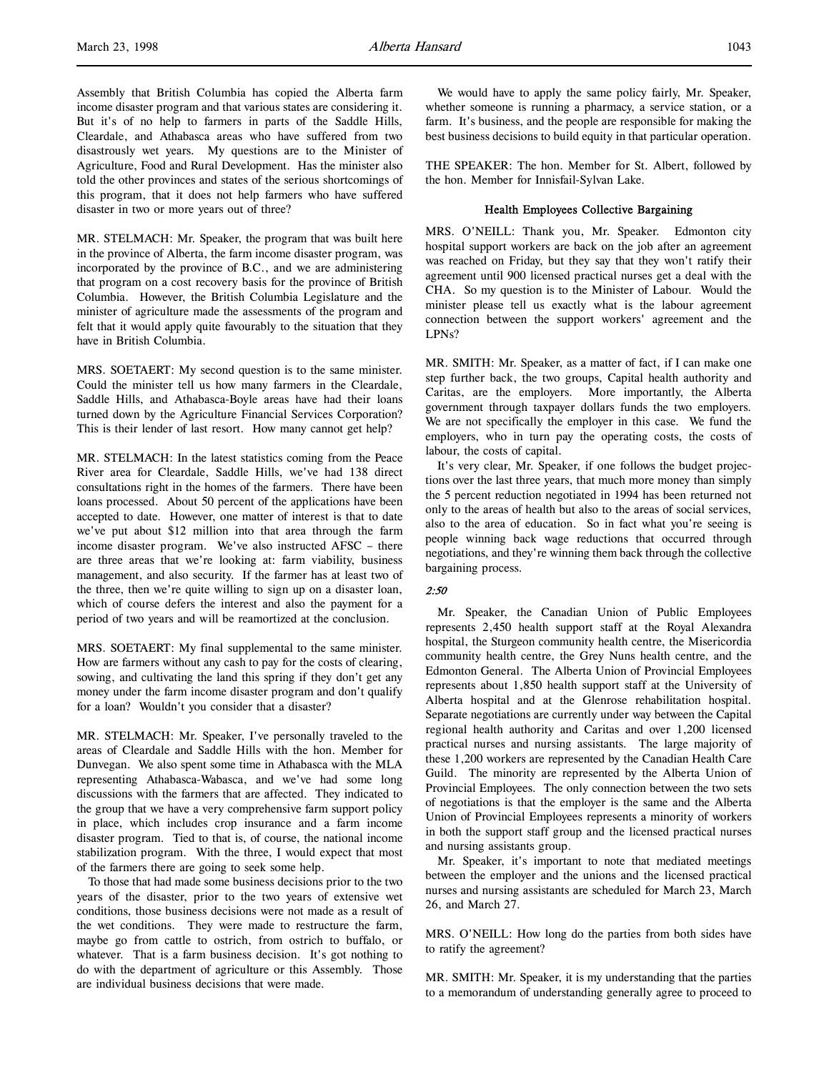Assembly that British Columbia has copied the Alberta farm income disaster program and that various states are considering it. But it's of no help to farmers in parts of the Saddle Hills, Cleardale, and Athabasca areas who have suffered from two disastrously wet years. My questions are to the Minister of Agriculture, Food and Rural Development. Has the minister also told the other provinces and states of the serious shortcomings of this program, that it does not help farmers who have suffered disaster in two or more years out of three?

MR. STELMACH: Mr. Speaker, the program that was built here in the province of Alberta, the farm income disaster program, was incorporated by the province of B.C., and we are administering that program on a cost recovery basis for the province of British Columbia. However, the British Columbia Legislature and the minister of agriculture made the assessments of the program and felt that it would apply quite favourably to the situation that they have in British Columbia.

MRS. SOETAERT: My second question is to the same minister. Could the minister tell us how many farmers in the Cleardale, Saddle Hills, and Athabasca-Boyle areas have had their loans turned down by the Agriculture Financial Services Corporation? This is their lender of last resort. How many cannot get help?

MR. STELMACH: In the latest statistics coming from the Peace River area for Cleardale, Saddle Hills, we've had 138 direct consultations right in the homes of the farmers. There have been loans processed. About 50 percent of the applications have been accepted to date. However, one matter of interest is that to date we've put about $12 million into that area through the farm income disaster program. We've also instructed AFSC – there are three areas that we're looking at: farm viability, business management, and also security. If the farmer has at least two of the three, then we're quite willing to sign up on a disaster loan, which of course defers the interest and also the payment for a period of two years and will be reamortized at the conclusion.

MRS. SOETAERT: My final supplemental to the same minister. How are farmers without any cash to pay for the costs of clearing, sowing, and cultivating the land this spring if they don't get any money under the farm income disaster program and don't qualify for a loan? Wouldn't you consider that a disaster?

MR. STELMACH: Mr. Speaker, I've personally traveled to the areas of Cleardale and Saddle Hills with the hon. Member for Dunvegan. We also spent some time in Athabasca with the MLA representing Athabasca-Wabasca, and we've had some long discussions with the farmers that are affected. They indicated to the group that we have a very comprehensive farm support policy in place, which includes crop insurance and a farm income disaster program. Tied to that is, of course, the national income stabilization program. With the three, I would expect that most of the farmers there are going to seek some help.

To those that had made some business decisions prior to the two years of the disaster, prior to the two years of extensive wet conditions, those business decisions were not made as a result of the wet conditions. They were made to restructure the farm, maybe go from cattle to ostrich, from ostrich to buffalo, or whatever. That is a farm business decision. It's got nothing to do with the department of agriculture or this Assembly. Those are individual business decisions that were made.

We would have to apply the same policy fairly, Mr. Speaker, whether someone is running a pharmacy, a service station, or a farm. It's business, and the people are responsible for making the best business decisions to build equity in that particular operation.

THE SPEAKER: The hon. Member for St. Albert, followed by the hon. Member for Innisfail-Sylvan Lake.

### Health Employees Collective Bargaining

MRS. O'NEILL: Thank you, Mr. Speaker. Edmonton city hospital support workers are back on the job after an agreement was reached on Friday, but they say that they won't ratify their agreement until 900 licensed practical nurses get a deal with the CHA. So my question is to the Minister of Labour. Would the minister please tell us exactly what is the labour agreement connection between the support workers' agreement and the LPNs?

MR. SMITH: Mr. Speaker, as a matter of fact, if I can make one step further back, the two groups, Capital health authority and Caritas, are the employers. More importantly, the Alberta government through taxpayer dollars funds the two employers. We are not specifically the employer in this case. We fund the employers, who in turn pay the operating costs, the costs of labour, the costs of capital.

It's very clear, Mr. Speaker, if one follows the budget projections over the last three years, that much more money than simply the 5 percent reduction negotiated in 1994 has been returned not only to the areas of health but also to the areas of social services, also to the area of education. So in fact what you're seeing is people winning back wage reductions that occurred through negotiations, and they're winning them back through the collective bargaining process.

*2:50*

Mr. Speaker, the Canadian Union of Public Employees represents 2,450 health support staff at the Royal Alexandra hospital, the Sturgeon community health centre, the Misericordia community health centre, the Grey Nuns health centre, and the Edmonton General. The Alberta Union of Provincial Employees represents about 1,850 health support staff at the University of Alberta hospital and at the Glenrose rehabilitation hospital. Separate negotiations are currently under way between the Capital regional health authority and Caritas and over 1,200 licensed practical nurses and nursing assistants. The large majority of these 1,200 workers are represented by the Canadian Health Care Guild. The minority are represented by the Alberta Union of Provincial Employees. The only connection between the two sets of negotiations is that the employer is the same and the Alberta Union of Provincial Employees represents a minority of workers in both the support staff group and the licensed practical nurses and nursing assistants group.

Mr. Speaker, it's important to note that mediated meetings between the employer and the unions and the licensed practical nurses and nursing assistants are scheduled for March 23, March 26, and March 27.

MRS. O'NEILL: How long do the parties from both sides have to ratify the agreement?

MR. SMITH: Mr. Speaker, it is my understanding that the parties to a memorandum of understanding generally agree to proceed to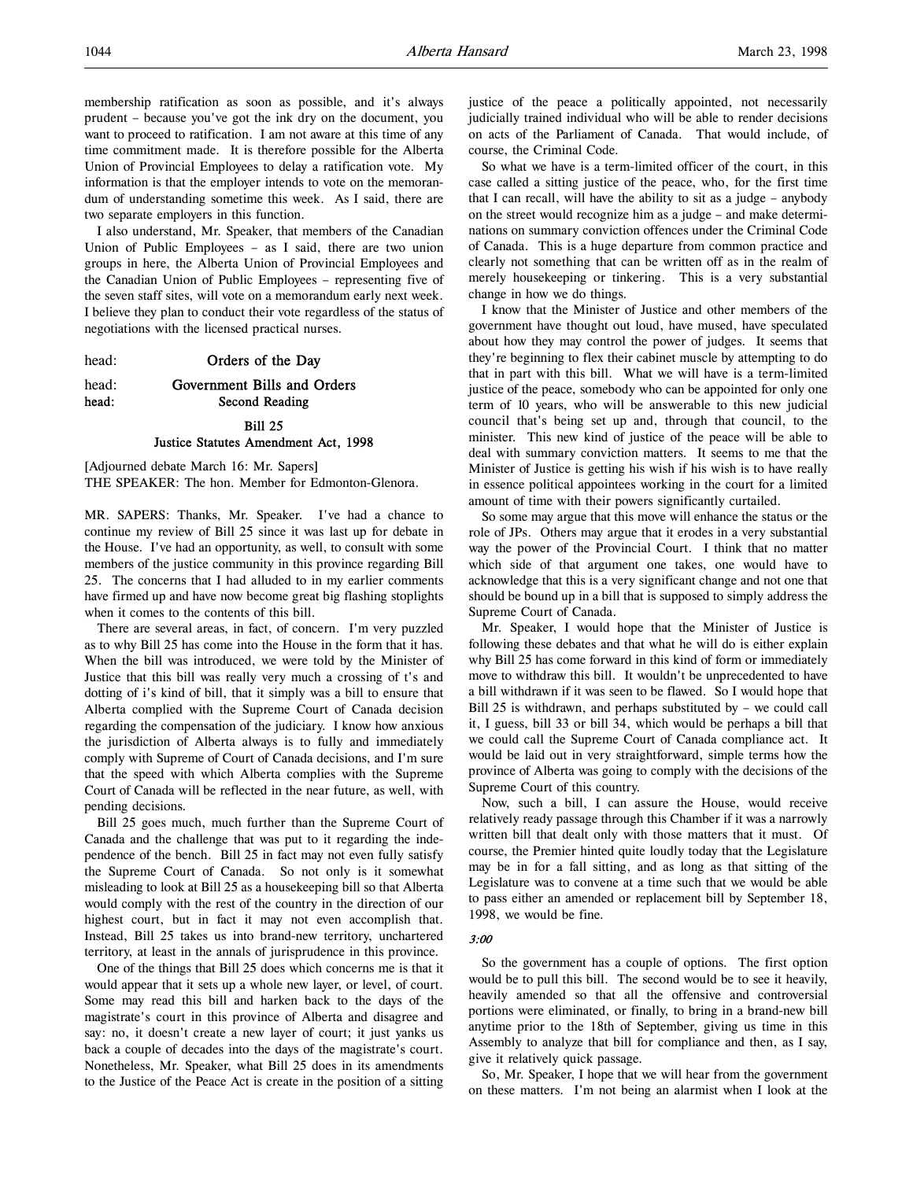membership ratification as soon as possible, and it's always prudent – because you've got the ink dry on the document, you want to proceed to ratification. I am not aware at this time of any time commitment made. It is therefore possible for the Alberta Union of Provincial Employees to delay a ratification vote. My information is that the employer intends to vote on the memorandum of understanding sometime this week. As I said, there are two separate employers in this function.

I also understand, Mr. Speaker, that members of the Canadian Union of Public Employees – as I said, there are two union groups in here, the Alberta Union of Provincial Employees and the Canadian Union of Public Employees – representing five of the seven staff sites, will vote on a memorandum early next week. I believe they plan to conduct their vote regardless of the status of negotiations with the licensed practical nurses.

head: **Orders of the Day**

head: **Government Bills and Orders**

head: **Second Reading**

**Bill 25**
**Justice Statutes Amendment Act, 1998**

[Adjourned debate March 16: Mr. Sapers]

THE SPEAKER: The hon. Member for Edmonton-Glenora.

MR. SAPERS: Thanks, Mr. Speaker. I've had a chance to continue my review of Bill 25 since it was last up for debate in the House. I've had an opportunity, as well, to consult with some members of the justice community in this province regarding Bill 25. The concerns that I had alluded to in my earlier comments have firmed up and have now become great big flashing stoplights when it comes to the contents of this bill.

There are several areas, in fact, of concern. I'm very puzzled as to why Bill 25 has come into the House in the form that it has. When the bill was introduced, we were told by the Minister of Justice that this bill was really very much a crossing of t's and dotting of i's kind of bill, that it simply was a bill to ensure that Alberta complied with the Supreme Court of Canada decision regarding the compensation of the judiciary. I know how anxious the jurisdiction of Alberta always is to fully and immediately comply with Supreme of Court of Canada decisions, and I'm sure that the speed with which Alberta complies with the Supreme Court of Canada will be reflected in the near future, as well, with pending decisions.

Bill 25 goes much, much further than the Supreme Court of Canada and the challenge that was put to it regarding the independence of the bench. Bill 25 in fact may not even fully satisfy the Supreme Court of Canada. So not only is it somewhat misleading to look at Bill 25 as a housekeeping bill so that Alberta would comply with the rest of the country in the direction of our highest court, but in fact it may not even accomplish that. Instead, Bill 25 takes us into brand-new territory, unchartered territory, at least in the annals of jurisprudence in this province.

One of the things that Bill 25 does which concerns me is that it would appear that it sets up a whole new layer, or level, of court. Some may read this bill and harken back to the days of the magistrate's court in this province of Alberta and disagree and say: no, it doesn't create a new layer of court; it just yanks us back a couple of decades into the days of the magistrate's court. Nonetheless, Mr. Speaker, what Bill 25 does in its amendments to the Justice of the Peace Act is create in the position of a sitting justice of the peace a politically appointed, not necessarily judicially trained individual who will be able to render decisions on acts of the Parliament of Canada. That would include, of course, the Criminal Code.

So what we have is a term-limited officer of the court, in this case called a sitting justice of the peace, who, for the first time that I can recall, will have the ability to sit as a judge – anybody on the street would recognize him as a judge – and make determinations on summary conviction offences under the Criminal Code of Canada. This is a huge departure from common practice and clearly not something that can be written off as in the realm of merely housekeeping or tinkering. This is a very substantial change in how we do things.

I know that the Minister of Justice and other members of the government have thought out loud, have mused, have speculated about how they may control the power of judges. It seems that they're beginning to flex their cabinet muscle by attempting to do that in part with this bill. What we will have is a term-limited justice of the peace, somebody who can be appointed for only one term of 10 years, who will be answerable to this new judicial council that's being set up and, through that council, to the minister. This new kind of justice of the peace will be able to deal with summary conviction matters. It seems to me that the Minister of Justice is getting his wish if his wish is to have really in essence political appointees working in the court for a limited amount of time with their powers significantly curtailed.

So some may argue that this move will enhance the status or the role of JPs. Others may argue that it erodes in a very substantial way the power of the Provincial Court. I think that no matter which side of that argument one takes, one would have to acknowledge that this is a very significant change and not one that should be bound up in a bill that is supposed to simply address the Supreme Court of Canada.

Mr. Speaker, I would hope that the Minister of Justice is following these debates and that what he will do is either explain why Bill 25 has come forward in this kind of form or immediately move to withdraw this bill. It wouldn't be unprecedented to have a bill withdrawn if it was seen to be flawed. So I would hope that Bill 25 is withdrawn, and perhaps substituted by – we could call it, I guess, bill 33 or bill 34, which would be perhaps a bill that we could call the Supreme Court of Canada compliance act. It would be laid out in very straightforward, simple terms how the province of Alberta was going to comply with the decisions of the Supreme Court of this country.

Now, such a bill, I can assure the House, would receive relatively ready passage through this Chamber if it was a narrowly written bill that dealt only with those matters that it must. Of course, the Premier hinted quite loudly today that the Legislature may be in for a fall sitting, and as long as that sitting of the Legislature was to convene at a time such that we would be able to pass either an amended or replacement bill by September 18, 1998, we would be fine.

*3:00*

So the government has a couple of options. The first option would be to pull this bill. The second would be to see it heavily, heavily amended so that all the offensive and controversial portions were eliminated, or finally, to bring in a brand-new bill anytime prior to the 18th of September, giving us time in this Assembly to analyze that bill for compliance and then, as I say, give it relatively quick passage.

So, Mr. Speaker, I hope that we will hear from the government on these matters. I'm not being an alarmist when I look at the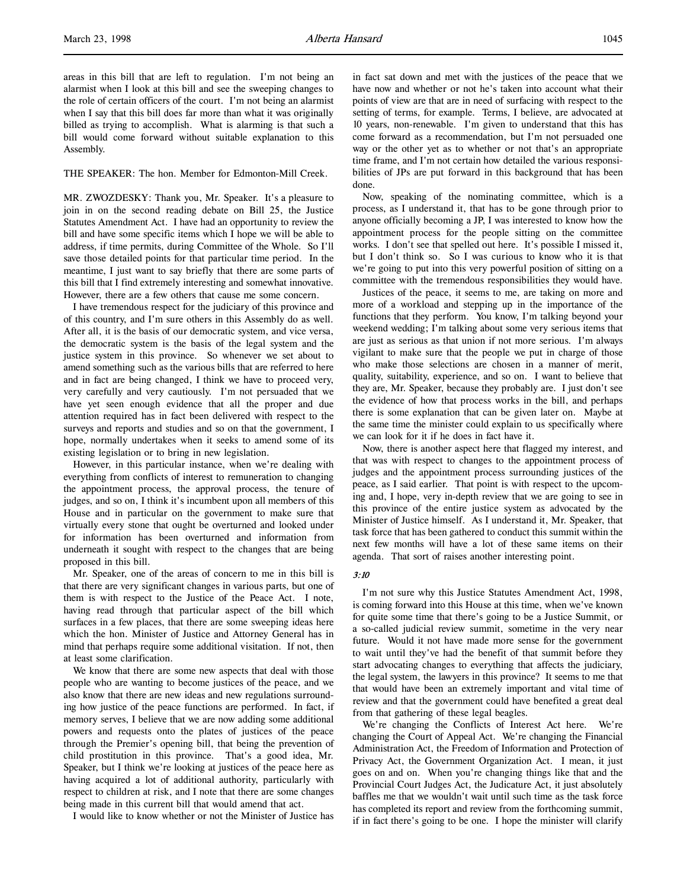areas in this bill that are left to regulation. I'm not being an alarmist when I look at this bill and see the sweeping changes to the role of certain officers of the court. I'm not being an alarmist when I say that this bill does far more than what it was originally billed as trying to accomplish. What is alarming is that such a bill would come forward without suitable explanation to this Assembly.

THE SPEAKER: The hon. Member for Edmonton-Mill Creek.

MR. ZWOZDESKY: Thank you, Mr. Speaker. It's a pleasure to join in on the second reading debate on Bill 25, the Justice Statutes Amendment Act. I have had an opportunity to review the bill and have some specific items which I hope we will be able to address, if time permits, during Committee of the Whole. So I'll save those detailed points for that particular time period. In the meantime, I just want to say briefly that there are some parts of this bill that I find extremely interesting and somewhat innovative. However, there are a few others that cause me some concern.

I have tremendous respect for the judiciary of this province and of this country, and I'm sure others in this Assembly do as well. After all, it is the basis of our democratic system, and vice versa, the democratic system is the basis of the legal system and the justice system in this province. So whenever we set about to amend something such as the various bills that are referred to here and in fact are being changed, I think we have to proceed very, very carefully and very cautiously. I'm not persuaded that we have yet seen enough evidence that all the proper and due attention required has in fact been delivered with respect to the surveys and reports and studies and so on that the government, I hope, normally undertakes when it seeks to amend some of its existing legislation or to bring in new legislation.

However, in this particular instance, when we're dealing with everything from conflicts of interest to remuneration to changing the appointment process, the approval process, the tenure of judges, and so on, I think it's incumbent upon all members of this House and in particular on the government to make sure that virtually every stone that ought be overturned and looked under for information has been overturned and information from underneath it sought with respect to the changes that are being proposed in this bill.

Mr. Speaker, one of the areas of concern to me in this bill is that there are very significant changes in various parts, but one of them is with respect to the Justice of the Peace Act. I note, having read through that particular aspect of the bill which surfaces in a few places, that there are some sweeping ideas here which the hon. Minister of Justice and Attorney General has in mind that perhaps require some additional visitation. If not, then at least some clarification.

We know that there are some new aspects that deal with those people who are wanting to become justices of the peace, and we also know that there are new ideas and new regulations surrounding how justice of the peace functions are performed. In fact, if memory serves, I believe that we are now adding some additional powers and requests onto the plates of justices of the peace through the Premier's opening bill, that being the prevention of child prostitution in this province. That's a good idea, Mr. Speaker, but I think we're looking at justices of the peace here as having acquired a lot of additional authority, particularly with respect to children at risk, and I note that there are some changes being made in this current bill that would amend that act.

I would like to know whether or not the Minister of Justice has in fact sat down and met with the justices of the peace that we have now and whether or not he's taken into account what their points of view are that are in need of surfacing with respect to the setting of terms, for example. Terms, I believe, are advocated at 10 years, non-renewable. I'm given to understand that this has come forward as a recommendation, but I'm not persuaded one way or the other yet as to whether or not that's an appropriate time frame, and I'm not certain how detailed the various responsibilities of JPs are put forward in this background that has been done.

Now, speaking of the nominating committee, which is a process, as I understand it, that has to be gone through prior to anyone officially becoming a JP, I was interested to know how the appointment process for the people sitting on the committee works. I don't see that spelled out here. It's possible I missed it, but I don't think so. So I was curious to know who it is that we're going to put into this very powerful position of sitting on a committee with the tremendous responsibilities they would have.

Justices of the peace, it seems to me, are taking on more and more of a workload and stepping up in the importance of the functions that they perform. You know, I'm talking beyond your weekend wedding; I'm talking about some very serious items that are just as serious as that union if not more serious. I'm always vigilant to make sure that the people we put in charge of those who make those selections are chosen in a manner of merit, quality, suitability, experience, and so on. I want to believe that they are, Mr. Speaker, because they probably are. I just don't see the evidence of how that process works in the bill, and perhaps there is some explanation that can be given later on. Maybe at the same time the minister could explain to us specifically where we can look for it if he does in fact have it.

Now, there is another aspect here that flagged my interest, and that was with respect to changes to the appointment process of judges and the appointment process surrounding justices of the peace, as I said earlier. That point is with respect to the upcoming and, I hope, very in-depth review that we are going to see in this province of the entire justice system as advocated by the Minister of Justice himself. As I understand it, Mr. Speaker, that task force that has been gathered to conduct this summit within the next few months will have a lot of these same items on their agenda. That sort of raises another interesting point.

*3:10*

I'm not sure why this Justice Statutes Amendment Act, 1998, is coming forward into this House at this time, when we've known for quite some time that there's going to be a Justice Summit, or a so-called judicial review summit, sometime in the very near future. Would it not have made more sense for the government to wait until they've had the benefit of that summit before they start advocating changes to everything that affects the judiciary, the legal system, the lawyers in this province? It seems to me that that would have been an extremely important and vital time of review and that the government could have benefited a great deal from that gathering of these legal beagles.

We're changing the Conflicts of Interest Act here. We're changing the Court of Appeal Act. We're changing the Financial Administration Act, the Freedom of Information and Protection of Privacy Act, the Government Organization Act. I mean, it just goes on and on. When you're changing things like that and the Provincial Court Judges Act, the Judicature Act, it just absolutely baffles me that we wouldn't wait until such time as the task force has completed its report and review from the forthcoming summit, if in fact there's going to be one. I hope the minister will clarify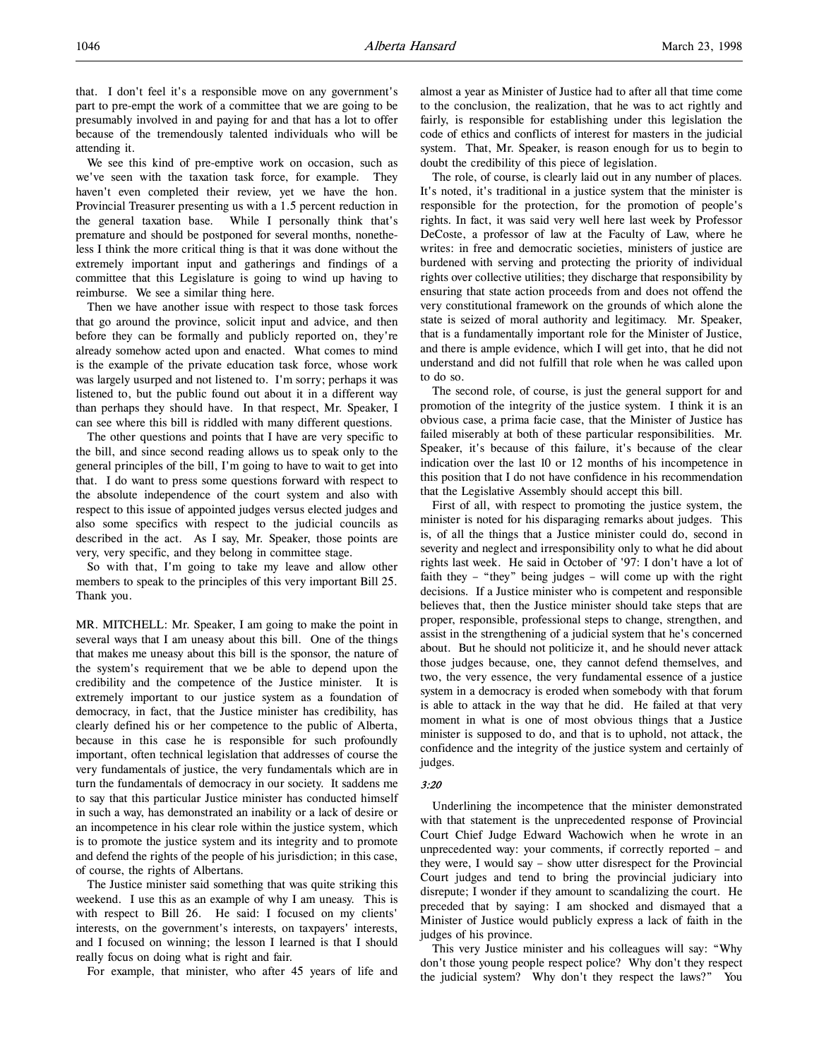that. I don't feel it's a responsible move on any government's part to pre-empt the work of a committee that we are going to be presumably involved in and paying for and that has a lot to offer because of the tremendously talented individuals who will be attending it.

We see this kind of pre-emptive work on occasion, such as we've seen with the taxation task force, for example. They haven't even completed their review, yet we have the hon. Provincial Treasurer presenting us with a 1.5 percent reduction in the general taxation base. While I personally think that's premature and should be postponed for several months, nonetheless I think the more critical thing is that it was done without the extremely important input and gatherings and findings of a committee that this Legislature is going to wind up having to reimburse. We see a similar thing here.

Then we have another issue with respect to those task forces that go around the province, solicit input and advice, and then before they can be formally and publicly reported on, they're already somehow acted upon and enacted. What comes to mind is the example of the private education task force, whose work was largely usurped and not listened to. I'm sorry; perhaps it was listened to, but the public found out about it in a different way than perhaps they should have. In that respect, Mr. Speaker, I can see where this bill is riddled with many different questions.

The other questions and points that I have are very specific to the bill, and since second reading allows us to speak only to the general principles of the bill, I'm going to have to wait to get into that. I do want to press some questions forward with respect to the absolute independence of the court system and also with respect to this issue of appointed judges versus elected judges and also some specifics with respect to the judicial councils as described in the act. As I say, Mr. Speaker, those points are very, very specific, and they belong in committee stage.

So with that, I'm going to take my leave and allow other members to speak to the principles of this very important Bill 25. Thank you.

MR. MITCHELL: Mr. Speaker, I am going to make the point in several ways that I am uneasy about this bill. One of the things that makes me uneasy about this bill is the sponsor, the nature of the system's requirement that we be able to depend upon the credibility and the competence of the Justice minister. It is extremely important to our justice system as a foundation of democracy, in fact, that the Justice minister has credibility, has clearly defined his or her competence to the public of Alberta, because in this case he is responsible for such profoundly important, often technical legislation that addresses of course the very fundamentals of justice, the very fundamentals which are in turn the fundamentals of democracy in our society. It saddens me to say that this particular Justice minister has conducted himself in such a way, has demonstrated an inability or a lack of desire or an incompetence in his clear role within the justice system, which is to promote the justice system and its integrity and to promote and defend the rights of the people of his jurisdiction; in this case, of course, the rights of Albertans.

The Justice minister said something that was quite striking this weekend. I use this as an example of why I am uneasy. This is with respect to Bill 26. He said: I focused on my clients' interests, on the government's interests, on taxpayers' interests, and I focused on winning; the lesson I learned is that I should really focus on doing what is right and fair.

For example, that minister, who after 45 years of life and almost a year as Minister of Justice had to after all that time come to the conclusion, the realization, that he was to act rightly and fairly, is responsible for establishing under this legislation the code of ethics and conflicts of interest for masters in the judicial system. That, Mr. Speaker, is reason enough for us to begin to doubt the credibility of this piece of legislation.

The role, of course, is clearly laid out in any number of places. It's noted, it's traditional in a justice system that the minister is responsible for the protection, for the promotion of people's rights. In fact, it was said very well here last week by Professor DeCoste, a professor of law at the Faculty of Law, where he writes: in free and democratic societies, ministers of justice are burdened with serving and protecting the priority of individual rights over collective utilities; they discharge that responsibility by ensuring that state action proceeds from and does not offend the very constitutional framework on the grounds of which alone the state is seized of moral authority and legitimacy. Mr. Speaker, that is a fundamentally important role for the Minister of Justice, and there is ample evidence, which I will get into, that he did not understand and did not fulfill that role when he was called upon to do so.

The second role, of course, is just the general support for and promotion of the integrity of the justice system. I think it is an obvious case, a prima facie case, that the Minister of Justice has failed miserably at both of these particular responsibilities. Mr. Speaker, it's because of this failure, it's because of the clear indication over the last 10 or 12 months of his incompetence in this position that I do not have confidence in his recommendation that the Legislative Assembly should accept this bill.

First of all, with respect to promoting the justice system, the minister is noted for his disparaging remarks about judges. This is, of all the things that a Justice minister could do, second in severity and neglect and irresponsibility only to what he did about rights last week. He said in October of '97: I don't have a lot of faith they – "they" being judges – will come up with the right decisions. If a Justice minister who is competent and responsible believes that, then the Justice minister should take steps that are proper, responsible, professional steps to change, strengthen, and assist in the strengthening of a judicial system that he's concerned about. But he should not politicize it, and he should never attack those judges because, one, they cannot defend themselves, and two, the very essence, the very fundamental essence of a justice system in a democracy is eroded when somebody with that forum is able to attack in the way that he did. He failed at that very moment in what is one of most obvious things that a Justice minister is supposed to do, and that is to uphold, not attack, the confidence and the integrity of the justice system and certainly of judges.

*3:20*

Underlining the incompetence that the minister demonstrated with that statement is the unprecedented response of Provincial Court Chief Judge Edward Wachowich when he wrote in an unprecedented way: your comments, if correctly reported – and they were, I would say – show utter disrespect for the Provincial Court judges and tend to bring the provincial judiciary into disrepute; I wonder if they amount to scandalizing the court. He preceded that by saying: I am shocked and dismayed that a Minister of Justice would publicly express a lack of faith in the judges of his province.

This very Justice minister and his colleagues will say: "Why don't those young people respect police? Why don't they respect the judicial system? Why don't they respect the laws?" You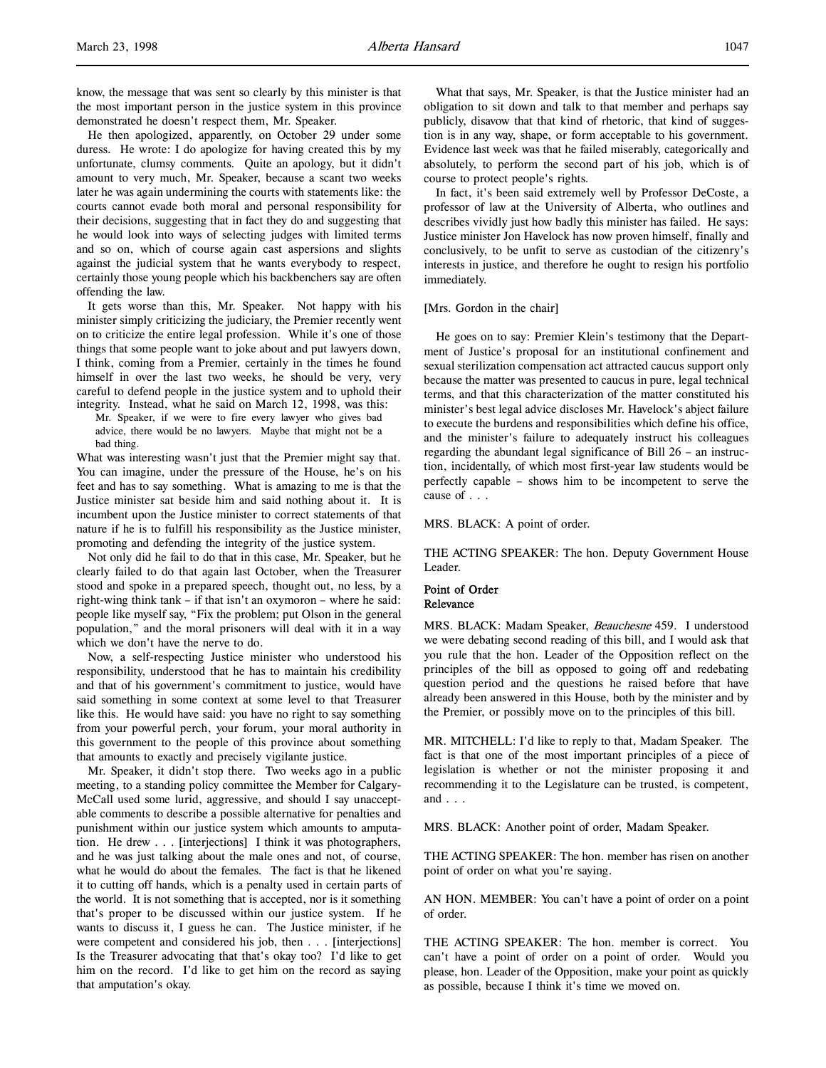know, the message that was sent so clearly by this minister is that the most important person in the justice system in this province demonstrated he doesn't respect them, Mr. Speaker.

He then apologized, apparently, on October 29 under some duress. He wrote: I do apologize for having created this by my unfortunate, clumsy comments. Quite an apology, but it didn't amount to very much, Mr. Speaker, because a scant two weeks later he was again undermining the courts with statements like: the courts cannot evade both moral and personal responsibility for their decisions, suggesting that in fact they do and suggesting that he would look into ways of selecting judges with limited terms and so on, which of course again cast aspersions and slights against the judicial system that he wants everybody to respect, certainly those young people which his backbenchers say are often offending the law.

It gets worse than this, Mr. Speaker. Not happy with his minister simply criticizing the judiciary, the Premier recently went on to criticize the entire legal profession. While it's one of those things that some people want to joke about and put lawyers down, I think, coming from a Premier, certainly in the times he found himself in over the last two weeks, he should be very, very careful to defend people in the justice system and to uphold their integrity. Instead, what he said on March 12, 1998, was this:

> Mr. Speaker, if we were to fire every lawyer who gives bad advice, there would be no lawyers. Maybe that might not be a bad thing.

What was interesting wasn't just that the Premier might say that. You can imagine, under the pressure of the House, he's on his feet and has to say something. What is amazing to me is that the Justice minister sat beside him and said nothing about it. It is incumbent upon the Justice minister to correct statements of that nature if he is to fulfill his responsibility as the Justice minister, promoting and defending the integrity of the justice system.

Not only did he fail to do that in this case, Mr. Speaker, but he clearly failed to do that again last October, when the Treasurer stood and spoke in a prepared speech, thought out, no less, by a right-wing think tank – if that isn't an oxymoron – where he said: people like myself say, "Fix the problem; put Olson in the general population," and the moral prisoners will deal with it in a way which we don't have the nerve to do.

Now, a self-respecting Justice minister who understood his responsibility, understood that he has to maintain his credibility and that of his government's commitment to justice, would have said something in some context at some level to that Treasurer like this. He would have said: you have no right to say something from your powerful perch, your forum, your moral authority in this government to the people of this province about something that amounts to exactly and precisely vigilante justice.

Mr. Speaker, it didn't stop there. Two weeks ago in a public meeting, to a standing policy committee the Member for Calgary-McCall used some lurid, aggressive, and should I say unacceptable comments to describe a possible alternative for penalties and punishment within our justice system which amounts to amputation. He drew . . . [interjections] I think it was photographers, and he was just talking about the male ones and not, of course, what he would do about the females. The fact is that he likened it to cutting off hands, which is a penalty used in certain parts of the world. It is not something that is accepted, nor is it something that's proper to be discussed within our justice system. If he wants to discuss it, I guess he can. The Justice minister, if he were competent and considered his job, then . . . [interjections] Is the Treasurer advocating that that's okay too? I'd like to get him on the record. I'd like to get him on the record as saying that amputation's okay.

What that says, Mr. Speaker, is that the Justice minister had an obligation to sit down and talk to that member and perhaps say publicly, disavow that that kind of rhetoric, that kind of suggestion is in any way, shape, or form acceptable to his government. Evidence last week was that he failed miserably, categorically and absolutely, to perform the second part of his job, which is of course to protect people's rights.

In fact, it's been said extremely well by Professor DeCoste, a professor of law at the University of Alberta, who outlines and describes vividly just how badly this minister has failed. He says: Justice minister Jon Havelock has now proven himself, finally and conclusively, to be unfit to serve as custodian of the citizenry's interests in justice, and therefore he ought to resign his portfolio immediately.

[Mrs. Gordon in the chair]

He goes on to say: Premier Klein's testimony that the Department of Justice's proposal for an institutional confinement and sexual sterilization compensation act attracted caucus support only because the matter was presented to caucus in pure, legal technical terms, and that this characterization of the matter constituted his minister's best legal advice discloses Mr. Havelock's abject failure to execute the burdens and responsibilities which define his office, and the minister's failure to adequately instruct his colleagues regarding the abundant legal significance of Bill 26 – an instruction, incidentally, of which most first-year law students would be perfectly capable – shows him to be incompetent to serve the cause of . . .

MRS. BLACK: A point of order.

THE ACTING SPEAKER: The hon. Deputy Government House Leader.

### Point of Order
### Relevance

MRS. BLACK: Madam Speaker, *Beauchesne* 459. I understood we were debating second reading of this bill, and I would ask that you rule that the hon. Leader of the Opposition reflect on the principles of the bill as opposed to going off and redebating question period and the questions he raised before that have already been answered in this House, both by the minister and by the Premier, or possibly move on to the principles of this bill.

MR. MITCHELL: I'd like to reply to that, Madam Speaker. The fact is that one of the most important principles of a piece of legislation is whether or not the minister proposing it and recommending it to the Legislature can be trusted, is competent, and . . .

MRS. BLACK: Another point of order, Madam Speaker.

THE ACTING SPEAKER: The hon. member has risen on another point of order on what you're saying.

AN HON. MEMBER: You can't have a point of order on a point of order.

THE ACTING SPEAKER: The hon. member is correct. You can't have a point of order on a point of order. Would you please, hon. Leader of the Opposition, make your point as quickly as possible, because I think it's time we moved on.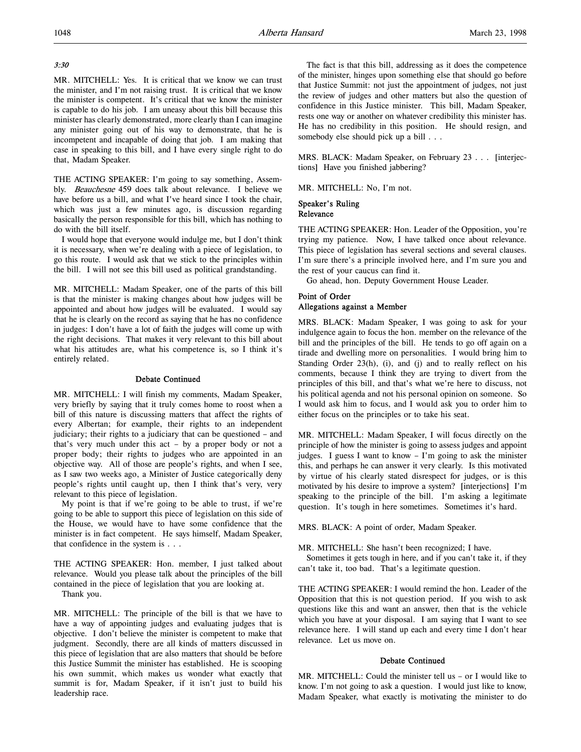*3:30*

MR. MITCHELL: Yes. It is critical that we know we can trust the minister, and I'm not raising trust. It is critical that we know the minister is competent. It's critical that we know the minister is capable to do his job. I am uneasy about this bill because this minister has clearly demonstrated, more clearly than I can imagine any minister going out of his way to demonstrate, that he is incompetent and incapable of doing that job. I am making that case in speaking to this bill, and I have every single right to do that, Madam Speaker.

THE ACTING SPEAKER: I'm going to say something, Assembly. *Beauchesne* 459 does talk about relevance. I believe we have before us a bill, and what I've heard since I took the chair, which was just a few minutes ago, is discussion regarding basically the person responsible for this bill, which has nothing to do with the bill itself.

I would hope that everyone would indulge me, but I don't think it is necessary, when we're dealing with a piece of legislation, to go this route. I would ask that we stick to the principles within the bill. I will not see this bill used as political grandstanding.

MR. MITCHELL: Madam Speaker, one of the parts of this bill is that the minister is making changes about how judges will be appointed and about how judges will be evaluated. I would say that he is clearly on the record as saying that he has no confidence in judges: I don't have a lot of faith the judges will come up with the right decisions. That makes it very relevant to this bill about what his attitudes are, what his competence is, so I think it's entirely related.

### Debate Continued

MR. MITCHELL: I will finish my comments, Madam Speaker, very briefly by saying that it truly comes home to roost when a bill of this nature is discussing matters that affect the rights of every Albertan; for example, their rights to an independent judiciary; their rights to a judiciary that can be questioned – and that's very much under this act – by a proper body or not a proper body; their rights to judges who are appointed in an objective way. All of those are people's rights, and when I see, as I saw two weeks ago, a Minister of Justice categorically deny people's rights until caught up, then I think that's very, very relevant to this piece of legislation.

My point is that if we're going to be able to trust, if we're going to be able to support this piece of legislation on this side of the House, we would have to have some confidence that the minister is in fact competent. He says himself, Madam Speaker, that confidence in the system is . . .

THE ACTING SPEAKER: Hon. member, I just talked about relevance. Would you please talk about the principles of the bill contained in the piece of legislation that you are looking at.

Thank you.

MR. MITCHELL: The principle of the bill is that we have to have a way of appointing judges and evaluating judges that is objective. I don't believe the minister is competent to make that judgment. Secondly, there are all kinds of matters discussed in this piece of legislation that are also matters that should be before this Justice Summit the minister has established. He is scooping his own summit, which makes us wonder what exactly that summit is for, Madam Speaker, if it isn't just to build his leadership race.

The fact is that this bill, addressing as it does the competence of the minister, hinges upon something else that should go before that Justice Summit: not just the appointment of judges, not just the review of judges and other matters but also the question of confidence in this Justice minister. This bill, Madam Speaker, rests one way or another on whatever credibility this minister has. He has no credibility in this position. He should resign, and somebody else should pick up a bill . . .

MRS. BLACK: Madam Speaker, on February 23 . . . [interjections] Have you finished jabbering?

MR. MITCHELL: No, I'm not.

### Speaker's Ruling
### Relevance

THE ACTING SPEAKER: Hon. Leader of the Opposition, you're trying my patience. Now, I have talked once about relevance. This piece of legislation has several sections and several clauses. I'm sure there's a principle involved here, and I'm sure you and the rest of your caucus can find it.

Go ahead, hon. Deputy Government House Leader.

### Point of Order
### Allegations against a Member

MRS. BLACK: Madam Speaker, I was going to ask for your indulgence again to focus the hon. member on the relevance of the bill and the principles of the bill. He tends to go off again on a tirade and dwelling more on personalities. I would bring him to Standing Order 23(h), (i), and (j) and to really reflect on his comments, because I think they are trying to divert from the principles of this bill, and that's what we're here to discuss, not his political agenda and not his personal opinion on someone. So I would ask him to focus, and I would ask you to order him to either focus on the principles or to take his seat.

MR. MITCHELL: Madam Speaker, I will focus directly on the principle of how the minister is going to assess judges and appoint judges. I guess I want to know – I'm going to ask the minister this, and perhaps he can answer it very clearly. Is this motivated by virtue of his clearly stated disrespect for judges, or is this motivated by his desire to improve a system? [interjections] I'm speaking to the principle of the bill. I'm asking a legitimate question. It's tough in here sometimes. Sometimes it's hard.

MRS. BLACK: A point of order, Madam Speaker.

MR. MITCHELL: She hasn't been recognized; I have.

Sometimes it gets tough in here, and if you can't take it, if they can't take it, too bad. That's a legitimate question.

THE ACTING SPEAKER: I would remind the hon. Leader of the Opposition that this is not question period. If you wish to ask questions like this and want an answer, then that is the vehicle which you have at your disposal. I am saying that I want to see relevance here. I will stand up each and every time I don't hear relevance. Let us move on.

### Debate Continued

MR. MITCHELL: Could the minister tell us – or I would like to know. I'm not going to ask a question. I would just like to know, Madam Speaker, what exactly is motivating the minister to do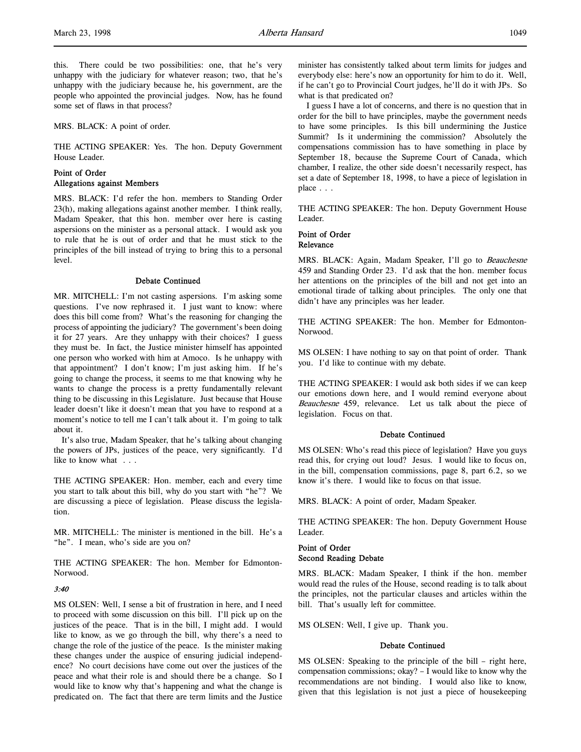this. There could be two possibilities: one, that he's very unhappy with the judiciary for whatever reason; two, that he's unhappy with the judiciary because he, his government, are the people who appointed the provincial judges. Now, has he found some set of flaws in that process?

MRS. BLACK: A point of order.

THE ACTING SPEAKER: Yes. The hon. Deputy Government House Leader.

### Point of Order
### Allegations against Members

MRS. BLACK: I'd refer the hon. members to Standing Order 23(h), making allegations against another member. I think really, Madam Speaker, that this hon. member over here is casting aspersions on the minister as a personal attack. I would ask you to rule that he is out of order and that he must stick to the principles of the bill instead of trying to bring this to a personal level.

### Debate Continued

MR. MITCHELL: I'm not casting aspersions. I'm asking some questions. I've now rephrased it. I just want to know: where does this bill come from? What's the reasoning for changing the process of appointing the judiciary? The government's been doing it for 27 years. Are they unhappy with their choices? I guess they must be. In fact, the Justice minister himself has appointed one person who worked with him at Amoco. Is he unhappy with that appointment? I don't know; I'm just asking him. If he's going to change the process, it seems to me that knowing why he wants to change the process is a pretty fundamentally relevant thing to be discussing in this Legislature. Just because that House leader doesn't like it doesn't mean that you have to respond at a moment's notice to tell me I can't talk about it. I'm going to talk about it.

It's also true, Madam Speaker, that he's talking about changing the powers of JPs, justices of the peace, very significantly. I'd like to know what . . .

THE ACTING SPEAKER: Hon. member, each and every time you start to talk about this bill, why do you start with "he"? We are discussing a piece of legislation. Please discuss the legislation.

MR. MITCHELL: The minister is mentioned in the bill. He's a "he". I mean, who's side are you on?

THE ACTING SPEAKER: The hon. Member for Edmonton-Norwood.

*3:40*

MS OLSEN: Well, I sense a bit of frustration in here, and I need to proceed with some discussion on this bill. I'll pick up on the justices of the peace. That is in the bill, I might add. I would like to know, as we go through the bill, why there's a need to change the role of the justice of the peace. Is the minister making these changes under the auspice of ensuring judicial independence? No court decisions have come out over the justices of the peace and what their role is and should there be a change. So I would like to know why that's happening and what the change is predicated on. The fact that there are term limits and the Justice minister has consistently talked about term limits for judges and everybody else: here's now an opportunity for him to do it. Well, if he can't go to Provincial Court judges, he'll do it with JPs. So what is that predicated on?

I guess I have a lot of concerns, and there is no question that in order for the bill to have principles, maybe the government needs to have some principles. Is this bill undermining the Justice Summit? Is it undermining the commission? Absolutely the compensations commission has to have something in place by September 18, because the Supreme Court of Canada, which chamber, I realize, the other side doesn't necessarily respect, has set a date of September 18, 1998, to have a piece of legislation in place . . .

THE ACTING SPEAKER: The hon. Deputy Government House Leader.

### Point of Order
### Relevance

MRS. BLACK: Again, Madam Speaker, I'll go to *Beauchesne* 459 and Standing Order 23. I'd ask that the hon. member focus her attentions on the principles of the bill and not get into an emotional tirade of talking about principles. The only one that didn't have any principles was her leader.

THE ACTING SPEAKER: The hon. Member for Edmonton-Norwood.

MS OLSEN: I have nothing to say on that point of order. Thank you. I'd like to continue with my debate.

THE ACTING SPEAKER: I would ask both sides if we can keep our emotions down here, and I would remind everyone about *Beauchesne* 459, relevance. Let us talk about the piece of legislation. Focus on that.

### Debate Continued

MS OLSEN: Who's read this piece of legislation? Have you guys read this, for crying out loud? Jesus. I would like to focus on, in the bill, compensation commissions, page 8, part 6.2, so we know it's there. I would like to focus on that issue.

MRS. BLACK: A point of order, Madam Speaker.

THE ACTING SPEAKER: The hon. Deputy Government House Leader.

### Point of Order
### Second Reading Debate

MRS. BLACK: Madam Speaker, I think if the hon. member would read the rules of the House, second reading is to talk about the principles, not the particular clauses and articles within the bill. That's usually left for committee.

MS OLSEN: Well, I give up. Thank you.

### Debate Continued

MS OLSEN: Speaking to the principle of the bill – right here, compensation commissions; okay? – I would like to know why the recommendations are not binding. I would also like to know, given that this legislation is not just a piece of housekeeping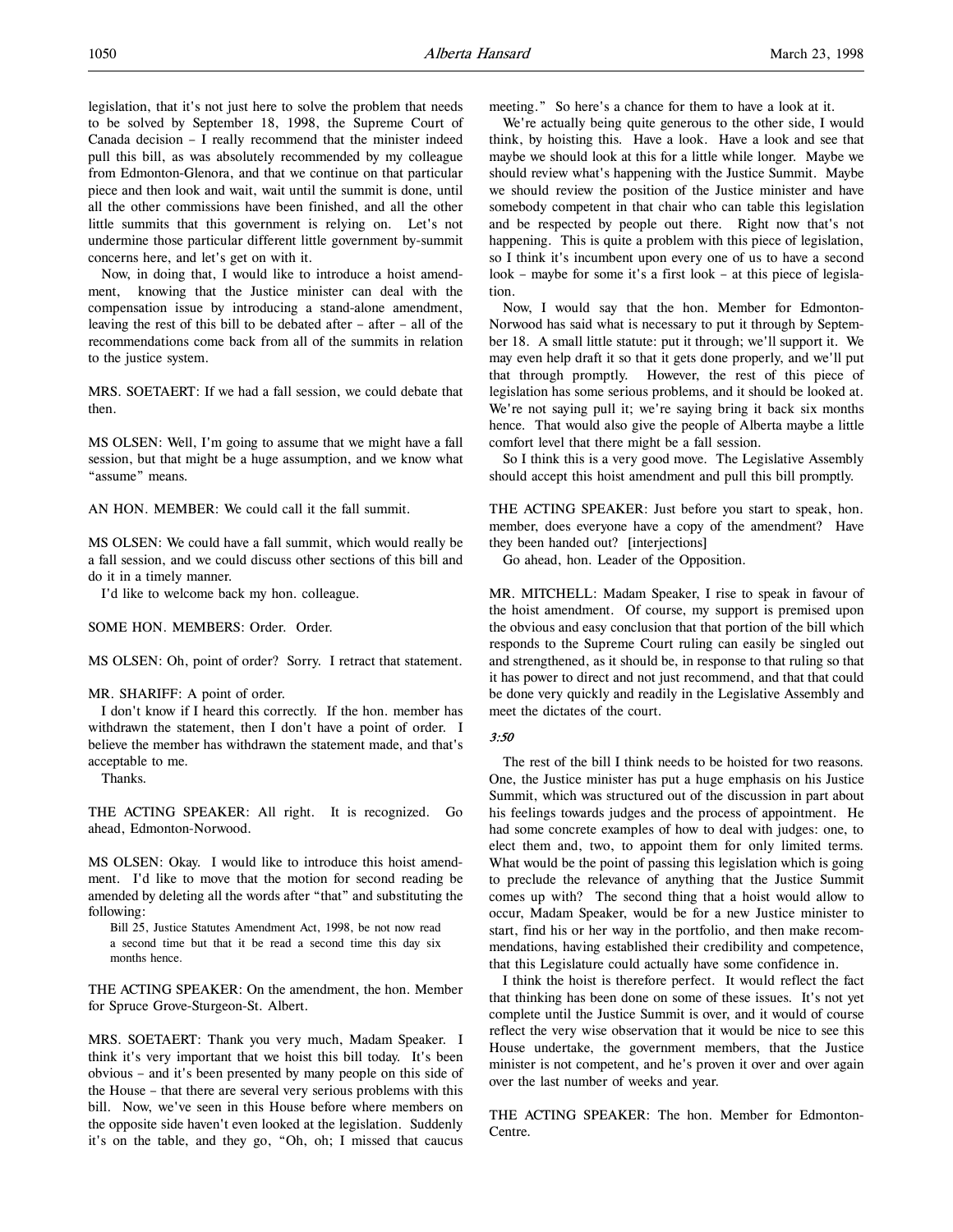legislation, that it's not just here to solve the problem that needs to be solved by September 18, 1998, the Supreme Court of Canada decision – I really recommend that the minister indeed pull this bill, as was absolutely recommended by my colleague from Edmonton-Glenora, and that we continue on that particular piece and then look and wait, wait until the summit is done, until all the other commissions have been finished, and all the other little summits that this government is relying on. Let's not undermine those particular different little government by-summit concerns here, and let's get on with it.

Now, in doing that, I would like to introduce a hoist amendment, knowing that the Justice minister can deal with the compensation issue by introducing a stand-alone amendment, leaving the rest of this bill to be debated after – after – all of the recommendations come back from all of the summits in relation to the justice system.

MRS. SOETAERT: If we had a fall session, we could debate that then.

MS OLSEN: Well, I'm going to assume that we might have a fall session, but that might be a huge assumption, and we know what "assume" means.

AN HON. MEMBER: We could call it the fall summit.

MS OLSEN: We could have a fall summit, which would really be a fall session, and we could discuss other sections of this bill and do it in a timely manner.

I'd like to welcome back my hon. colleague.

SOME HON. MEMBERS: Order. Order.

MS OLSEN: Oh, point of order? Sorry. I retract that statement.

MR. SHARIFF: A point of order.

I don't know if I heard this correctly. If the hon. member has withdrawn the statement, then I don't have a point of order. I believe the member has withdrawn the statement made, and that's acceptable to me.

Thanks.

THE ACTING SPEAKER: All right. It is recognized. Go ahead, Edmonton-Norwood.

MS OLSEN: Okay. I would like to introduce this hoist amendment. I'd like to move that the motion for second reading be amended by deleting all the words after "that" and substituting the following:

> Bill 25, Justice Statutes Amendment Act, 1998, be not now read a second time but that it be read a second time this day six months hence.

THE ACTING SPEAKER: On the amendment, the hon. Member for Spruce Grove-Sturgeon-St. Albert.

MRS. SOETAERT: Thank you very much, Madam Speaker. I think it's very important that we hoist this bill today. It's been obvious – and it's been presented by many people on this side of the House – that there are several very serious problems with this bill. Now, we've seen in this House before where members on the opposite side haven't even looked at the legislation. Suddenly it's on the table, and they go, "Oh, oh; I missed that caucus meeting." So here's a chance for them to have a look at it.

We're actually being quite generous to the other side, I would think, by hoisting this. Have a look. Have a look and see that maybe we should look at this for a little while longer. Maybe we should review what's happening with the Justice Summit. Maybe we should review the position of the Justice minister and have somebody competent in that chair who can table this legislation and be respected by people out there. Right now that's not happening. This is quite a problem with this piece of legislation, so I think it's incumbent upon every one of us to have a second look – maybe for some it's a first look – at this piece of legislation.

Now, I would say that the hon. Member for Edmonton-Norwood has said what is necessary to put it through by September 18. A small little statute: put it through; we'll support it. We may even help draft it so that it gets done properly, and we'll put that through promptly. However, the rest of this piece of legislation has some serious problems, and it should be looked at. We're not saying pull it; we're saying bring it back six months hence. That would also give the people of Alberta maybe a little comfort level that there might be a fall session.

So I think this is a very good move. The Legislative Assembly should accept this hoist amendment and pull this bill promptly.

THE ACTING SPEAKER: Just before you start to speak, hon. member, does everyone have a copy of the amendment? Have they been handed out? [interjections]

Go ahead, hon. Leader of the Opposition.

MR. MITCHELL: Madam Speaker, I rise to speak in favour of the hoist amendment. Of course, my support is premised upon the obvious and easy conclusion that that portion of the bill which responds to the Supreme Court ruling can easily be singled out and strengthened, as it should be, in response to that ruling so that it has power to direct and not just recommend, and that that could be done very quickly and readily in the Legislative Assembly and meet the dictates of the court.

*3:50*

The rest of the bill I think needs to be hoisted for two reasons. One, the Justice minister has put a huge emphasis on his Justice Summit, which was structured out of the discussion in part about his feelings towards judges and the process of appointment. He had some concrete examples of how to deal with judges: one, to elect them and, two, to appoint them for only limited terms. What would be the point of passing this legislation which is going to preclude the relevance of anything that the Justice Summit comes up with? The second thing that a hoist would allow to occur, Madam Speaker, would be for a new Justice minister to start, find his or her way in the portfolio, and then make recommendations, having established their credibility and competence, that this Legislature could actually have some confidence in.

I think the hoist is therefore perfect. It would reflect the fact that thinking has been done on some of these issues. It's not yet complete until the Justice Summit is over, and it would of course reflect the very wise observation that it would be nice to see this House undertake, the government members, that the Justice minister is not competent, and he's proven it over and over again over the last number of weeks and year.

THE ACTING SPEAKER: The hon. Member for Edmonton-Centre.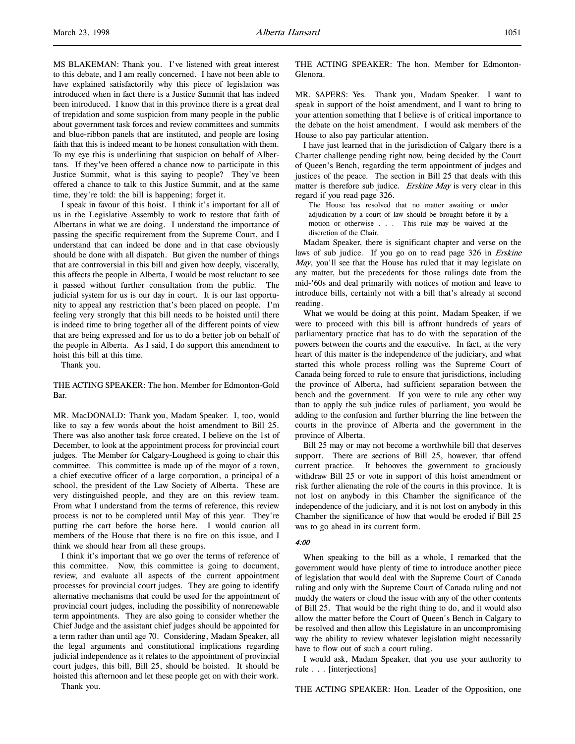MS BLAKEMAN: Thank you. I've listened with great interest to this debate, and I am really concerned. I have not been able to have explained satisfactorily why this piece of legislation was introduced when in fact there is a Justice Summit that has indeed been introduced. I know that in this province there is a great deal of trepidation and some suspicion from many people in the public about government task forces and review committees and summits and blue-ribbon panels that are instituted, and people are losing faith that this is indeed meant to be honest consultation with them. To my eye this is underlining that suspicion on behalf of Albertans. If they've been offered a chance now to participate in this Justice Summit, what is this saying to people? They've been offered a chance to talk to this Justice Summit, and at the same time, they're told: the bill is happening; forget it.

I speak in favour of this hoist. I think it's important for all of us in the Legislative Assembly to work to restore that faith of Albertans in what we are doing. I understand the importance of passing the specific requirement from the Supreme Court, and I understand that can indeed be done and in that case obviously should be done with all dispatch. But given the number of things that are controversial in this bill and given how deeply, viscerally, this affects the people in Alberta, I would be most reluctant to see it passed without further consultation from the public. The judicial system for us is our day in court. It is our last opportunity to appeal any restriction that's been placed on people. I'm feeling very strongly that this bill needs to be hoisted until there is indeed time to bring together all of the different points of view that are being expressed and for us to do a better job on behalf of the people in Alberta. As I said, I do support this amendment to hoist this bill at this time.

Thank you.

THE ACTING SPEAKER: The hon. Member for Edmonton-Gold Bar.

MR. MacDONALD: Thank you, Madam Speaker. I, too, would like to say a few words about the hoist amendment to Bill 25. There was also another task force created, I believe on the 1st of December, to look at the appointment process for provincial court judges. The Member for Calgary-Lougheed is going to chair this committee. This committee is made up of the mayor of a town, a chief executive officer of a large corporation, a principal of a school, the president of the Law Society of Alberta. These are very distinguished people, and they are on this review team. From what I understand from the terms of reference, this review process is not to be completed until May of this year. They're putting the cart before the horse here. I would caution all members of the House that there is no fire on this issue, and I think we should hear from all these groups.

I think it's important that we go over the terms of reference of this committee. Now, this committee is going to document, review, and evaluate all aspects of the current appointment processes for provincial court judges. They are going to identify alternative mechanisms that could be used for the appointment of provincial court judges, including the possibility of nonrenewable term appointments. They are also going to consider whether the Chief Judge and the assistant chief judges should be appointed for a term rather than until age 70. Considering, Madam Speaker, all the legal arguments and constitutional implications regarding judicial independence as it relates to the appointment of provincial court judges, this bill, Bill 25, should be hoisted. It should be hoisted this afternoon and let these people get on with their work.

Thank you.

THE ACTING SPEAKER: The hon. Member for Edmonton-Glenora.

MR. SAPERS: Yes. Thank you, Madam Speaker. I want to speak in support of the hoist amendment, and I want to bring to your attention something that I believe is of critical importance to the debate on the hoist amendment. I would ask members of the House to also pay particular attention.

I have just learned that in the jurisdiction of Calgary there is a Charter challenge pending right now, being decided by the Court of Queen's Bench, regarding the term appointment of judges and justices of the peace. The section in Bill 25 that deals with this matter is therefore sub judice. *Erskine May* is very clear in this regard if you read page 326.

> The House has resolved that no matter awaiting or under adjudication by a court of law should be brought before it by a motion or otherwise . . . This rule may be waived at the discretion of the Chair.

Madam Speaker, there is significant chapter and verse on the laws of sub judice. If you go on to read page 326 in *Erskine May*, you'll see that the House has ruled that it may legislate on any matter, but the precedents for those rulings date from the mid-'60s and deal primarily with notices of motion and leave to introduce bills, certainly not with a bill that's already at second reading.

What we would be doing at this point, Madam Speaker, if we were to proceed with this bill is affront hundreds of years of parliamentary practice that has to do with the separation of the powers between the courts and the executive. In fact, at the very heart of this matter is the independence of the judiciary, and what started this whole process rolling was the Supreme Court of Canada being forced to rule to ensure that jurisdictions, including the province of Alberta, had sufficient separation between the bench and the government. If you were to rule any other way than to apply the sub judice rules of parliament, you would be adding to the confusion and further blurring the line between the courts in the province of Alberta and the government in the province of Alberta.

Bill 25 may or may not become a worthwhile bill that deserves support. There are sections of Bill 25, however, that offend current practice. It behooves the government to graciously withdraw Bill 25 or vote in support of this hoist amendment or risk further alienating the role of the courts in this province. It is not lost on anybody in this Chamber the significance of the independence of the judiciary, and it is not lost on anybody in this Chamber the significance of how that would be eroded if Bill 25 was to go ahead in its current form.

*4:00*

When speaking to the bill as a whole, I remarked that the government would have plenty of time to introduce another piece of legislation that would deal with the Supreme Court of Canada ruling and only with the Supreme Court of Canada ruling and not muddy the waters or cloud the issue with any of the other contents of Bill 25. That would be the right thing to do, and it would also allow the matter before the Court of Queen's Bench in Calgary to be resolved and then allow this Legislature in an uncompromising way the ability to review whatever legislation might necessarily have to flow out of such a court ruling.

I would ask, Madam Speaker, that you use your authority to rule . . . [interjections]

THE ACTING SPEAKER: Hon. Leader of the Opposition, one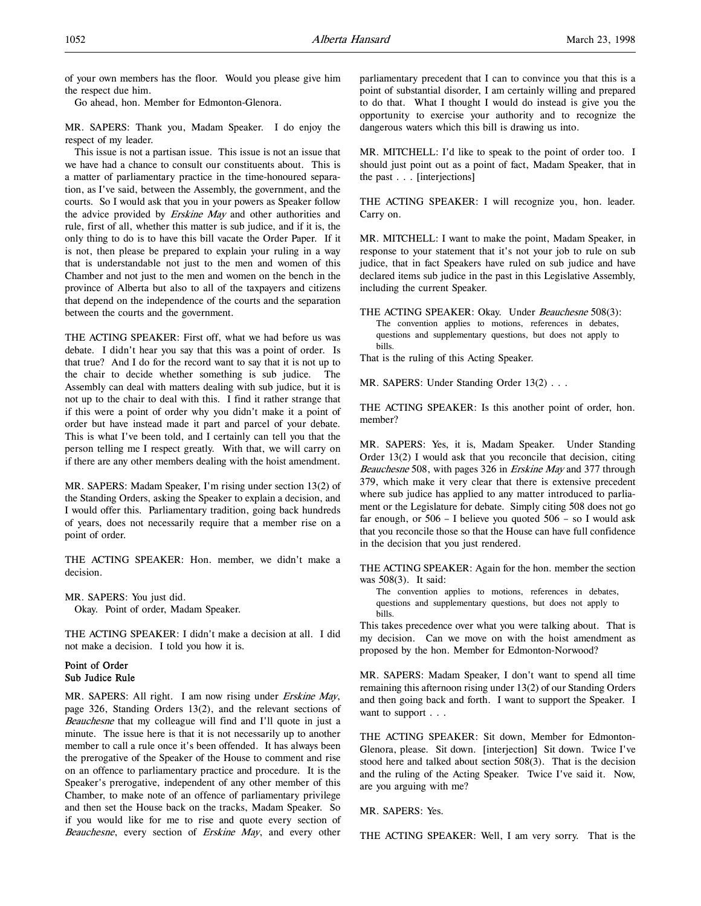of your own members has the floor. Would you please give him the respect due him.

Go ahead, hon. Member for Edmonton-Glenora.

MR. SAPERS: Thank you, Madam Speaker. I do enjoy the respect of my leader.

This issue is not a partisan issue. This issue is not an issue that we have had a chance to consult our constituents about. This is a matter of parliamentary practice in the time-honoured separation, as I've said, between the Assembly, the government, and the courts. So I would ask that you in your powers as Speaker follow the advice provided by *Erskine May* and other authorities and rule, first of all, whether this matter is sub judice, and if it is, the only thing to do is to have this bill vacate the Order Paper. If it is not, then please be prepared to explain your ruling in a way that is understandable not just to the men and women of this Chamber and not just to the men and women on the bench in the province of Alberta but also to all of the taxpayers and citizens that depend on the independence of the courts and the separation between the courts and the government.

THE ACTING SPEAKER: First off, what we had before us was debate. I didn't hear you say that this was a point of order. Is that true? And I do for the record want to say that it is not up to the chair to decide whether something is sub judice. The Assembly can deal with matters dealing with sub judice, but it is not up to the chair to deal with this. I find it rather strange that if this were a point of order why you didn't make it a point of order but have instead made it part and parcel of your debate. This is what I've been told, and I certainly can tell you that the person telling me I respect greatly. With that, we will carry on if there are any other members dealing with the hoist amendment.

MR. SAPERS: Madam Speaker, I'm rising under section 13(2) of the Standing Orders, asking the Speaker to explain a decision, and I would offer this. Parliamentary tradition, going back hundreds of years, does not necessarily require that a member rise on a point of order.

THE ACTING SPEAKER: Hon. member, we didn't make a decision.

MR. SAPERS: You just did.

Okay. Point of order, Madam Speaker.

THE ACTING SPEAKER: I didn't make a decision at all. I did not make a decision. I told you how it is.

**Point of Order**
**Sub Judice Rule**

MR. SAPERS: All right. I am now rising under *Erskine May*, page 326, Standing Orders 13(2), and the relevant sections of *Beauchesne* that my colleague will find and I'll quote in just a minute. The issue here is that it is not necessarily up to another member to call a rule once it's been offended. It has always been the prerogative of the Speaker of the House to comment and rise on an offence to parliamentary practice and procedure. It is the Speaker's prerogative, independent of any other member of this Chamber, to make note of an offence of parliamentary privilege and then set the House back on the tracks, Madam Speaker. So if you would like for me to rise and quote every section of *Beauchesne*, every section of *Erskine May*, and every other parliamentary precedent that I can to convince you that this is a point of substantial disorder, I am certainly willing and prepared to do that. What I thought I would do instead is give you the opportunity to exercise your authority and to recognize the dangerous waters which this bill is drawing us into.

MR. MITCHELL: I'd like to speak to the point of order too. I should just point out as a point of fact, Madam Speaker, that in the past . . . [interjections]

THE ACTING SPEAKER: I will recognize you, hon. leader. Carry on.

MR. MITCHELL: I want to make the point, Madam Speaker, in response to your statement that it's not your job to rule on sub judice, that in fact Speakers have ruled on sub judice and have declared items sub judice in the past in this Legislative Assembly, including the current Speaker.

THE ACTING SPEAKER: Okay. Under *Beauchesne* 508(3):

> The convention applies to motions, references in debates, questions and supplementary questions, but does not apply to bills.

That is the ruling of this Acting Speaker.

MR. SAPERS: Under Standing Order 13(2) . . .

THE ACTING SPEAKER: Is this another point of order, hon. member?

MR. SAPERS: Yes, it is, Madam Speaker. Under Standing Order 13(2) I would ask that you reconcile that decision, citing *Beauchesne* 508, with pages 326 in *Erskine May* and 377 through 379, which make it very clear that there is extensive precedent where sub judice has applied to any matter introduced to parliament or the Legislature for debate. Simply citing 508 does not go far enough, or 506 – I believe you quoted 506 – so I would ask that you reconcile those so that the House can have full confidence in the decision that you just rendered.

THE ACTING SPEAKER: Again for the hon. member the section was 508(3). It said:

> The convention applies to motions, references in debates, questions and supplementary questions, but does not apply to bills.

This takes precedence over what you were talking about. That is my decision. Can we move on with the hoist amendment as proposed by the hon. Member for Edmonton-Norwood?

MR. SAPERS: Madam Speaker, I don't want to spend all time remaining this afternoon rising under 13(2) of our Standing Orders and then going back and forth. I want to support the Speaker. I want to support . . .

THE ACTING SPEAKER: Sit down, Member for Edmonton-Glenora, please. Sit down. [interjection] Sit down. Twice I've stood here and talked about section 508(3). That is the decision and the ruling of the Acting Speaker. Twice I've said it. Now, are you arguing with me?

MR. SAPERS: Yes.

THE ACTING SPEAKER: Well, I am very sorry. That is the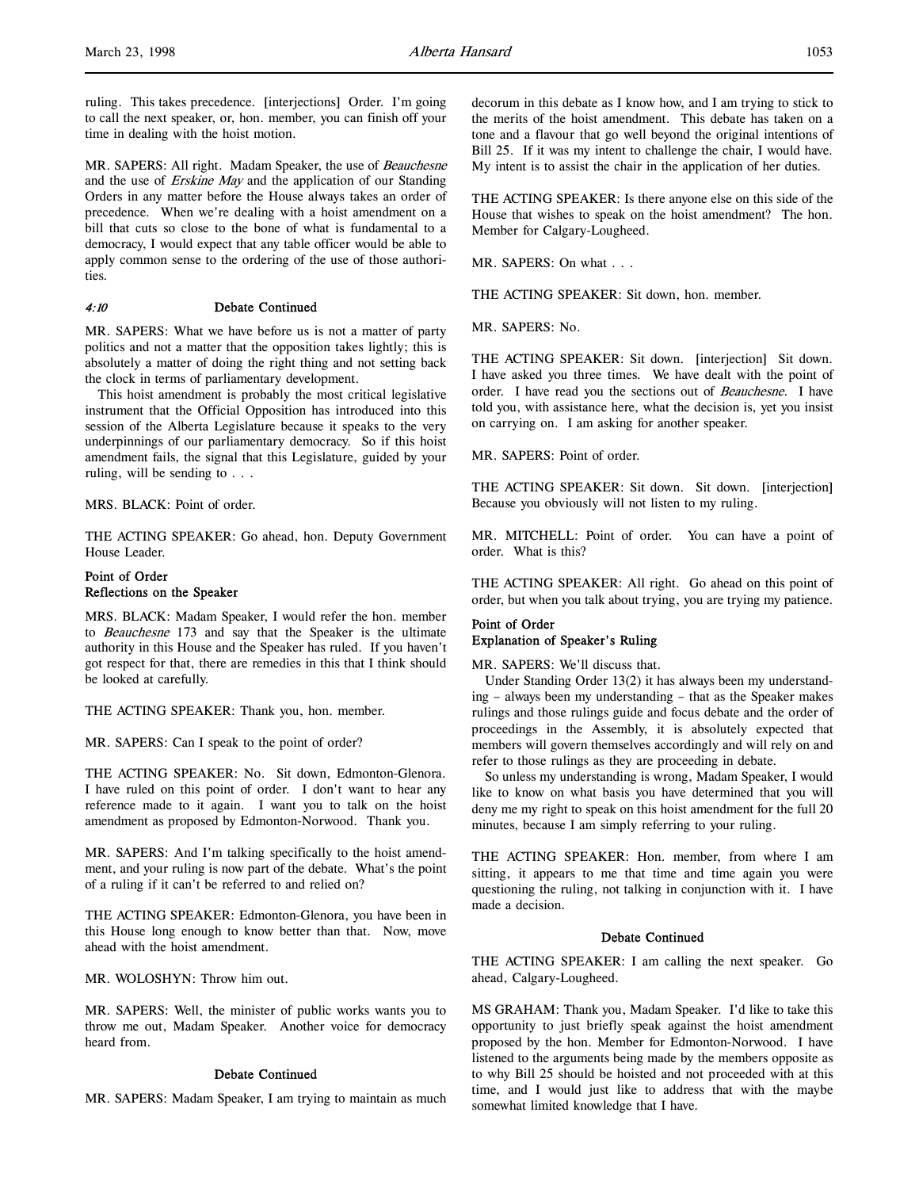ruling. This takes precedence. [interjections] Order. I'm going to call the next speaker, or, hon. member, you can finish off your time in dealing with the hoist motion.

MR. SAPERS: All right. Madam Speaker, the use of *Beauchesne* and the use of *Erskine May* and the application of our Standing Orders in any matter before the House always takes an order of precedence. When we're dealing with a hoist amendment on a bill that cuts so close to the bone of what is fundamental to a democracy, I would expect that any table officer would be able to apply common sense to the ordering of the use of those authorities.

*4:10* **Debate Continued**

MR. SAPERS: What we have before us is not a matter of party politics and not a matter that the opposition takes lightly; this is absolutely a matter of doing the right thing and not setting back the clock in terms of parliamentary development.

This hoist amendment is probably the most critical legislative instrument that the Official Opposition has introduced into this session of the Alberta Legislature because it speaks to the very underpinnings of our parliamentary democracy. So if this hoist amendment fails, the signal that this Legislature, guided by your ruling, will be sending to . . .

MRS. BLACK: Point of order.

THE ACTING SPEAKER: Go ahead, hon. Deputy Government House Leader.

**Point of Order**
**Reflections on the Speaker**

MRS. BLACK: Madam Speaker, I would refer the hon. member to *Beauchesne* 173 and say that the Speaker is the ultimate authority in this House and the Speaker has ruled. If you haven't got respect for that, there are remedies in this that I think should be looked at carefully.

THE ACTING SPEAKER: Thank you, hon. member.

MR. SAPERS: Can I speak to the point of order?

THE ACTING SPEAKER: No. Sit down, Edmonton-Glenora. I have ruled on this point of order. I don't want to hear any reference made to it again. I want you to talk on the hoist amendment as proposed by Edmonton-Norwood. Thank you.

MR. SAPERS: And I'm talking specifically to the hoist amendment, and your ruling is now part of the debate. What's the point of a ruling if it can't be referred to and relied on?

THE ACTING SPEAKER: Edmonton-Glenora, you have been in this House long enough to know better than that. Now, move ahead with the hoist amendment.

MR. WOLOSHYN: Throw him out.

MR. SAPERS: Well, the minister of public works wants you to throw me out, Madam Speaker. Another voice for democracy heard from.

**Debate Continued**

MR. SAPERS: Madam Speaker, I am trying to maintain as much decorum in this debate as I know how, and I am trying to stick to the merits of the hoist amendment. This debate has taken on a tone and a flavour that go well beyond the original intentions of Bill 25. If it was my intent to challenge the chair, I would have. My intent is to assist the chair in the application of her duties.

THE ACTING SPEAKER: Is there anyone else on this side of the House that wishes to speak on the hoist amendment? The hon. Member for Calgary-Lougheed.

MR. SAPERS: On what . . .

THE ACTING SPEAKER: Sit down, hon. member.

MR. SAPERS: No.

THE ACTING SPEAKER: Sit down. [interjection] Sit down. I have asked you three times. We have dealt with the point of order. I have read you the sections out of *Beauchesne*. I have told you, with assistance here, what the decision is, yet you insist on carrying on. I am asking for another speaker.

MR. SAPERS: Point of order.

THE ACTING SPEAKER: Sit down. Sit down. [interjection] Because you obviously will not listen to my ruling.

MR. MITCHELL: Point of order. You can have a point of order. What is this?

THE ACTING SPEAKER: All right. Go ahead on this point of order, but when you talk about trying, you are trying my patience.

**Point of Order**
**Explanation of Speaker's Ruling**

MR. SAPERS: We'll discuss that.

Under Standing Order 13(2) it has always been my understanding – always been my understanding – that as the Speaker makes rulings and those rulings guide and focus debate and the order of proceedings in the Assembly, it is absolutely expected that members will govern themselves accordingly and will rely on and refer to those rulings as they are proceeding in debate.

So unless my understanding is wrong, Madam Speaker, I would like to know on what basis you have determined that you will deny me my right to speak on this hoist amendment for the full 20 minutes, because I am simply referring to your ruling.

THE ACTING SPEAKER: Hon. member, from where I am sitting, it appears to me that time and time again you were questioning the ruling, not talking in conjunction with it. I have made a decision.

**Debate Continued**

THE ACTING SPEAKER: I am calling the next speaker. Go ahead, Calgary-Lougheed.

MS GRAHAM: Thank you, Madam Speaker. I'd like to take this opportunity to just briefly speak against the hoist amendment proposed by the hon. Member for Edmonton-Norwood. I have listened to the arguments being made by the members opposite as to why Bill 25 should be hoisted and not proceeded with at this time, and I would just like to address that with the maybe somewhat limited knowledge that I have.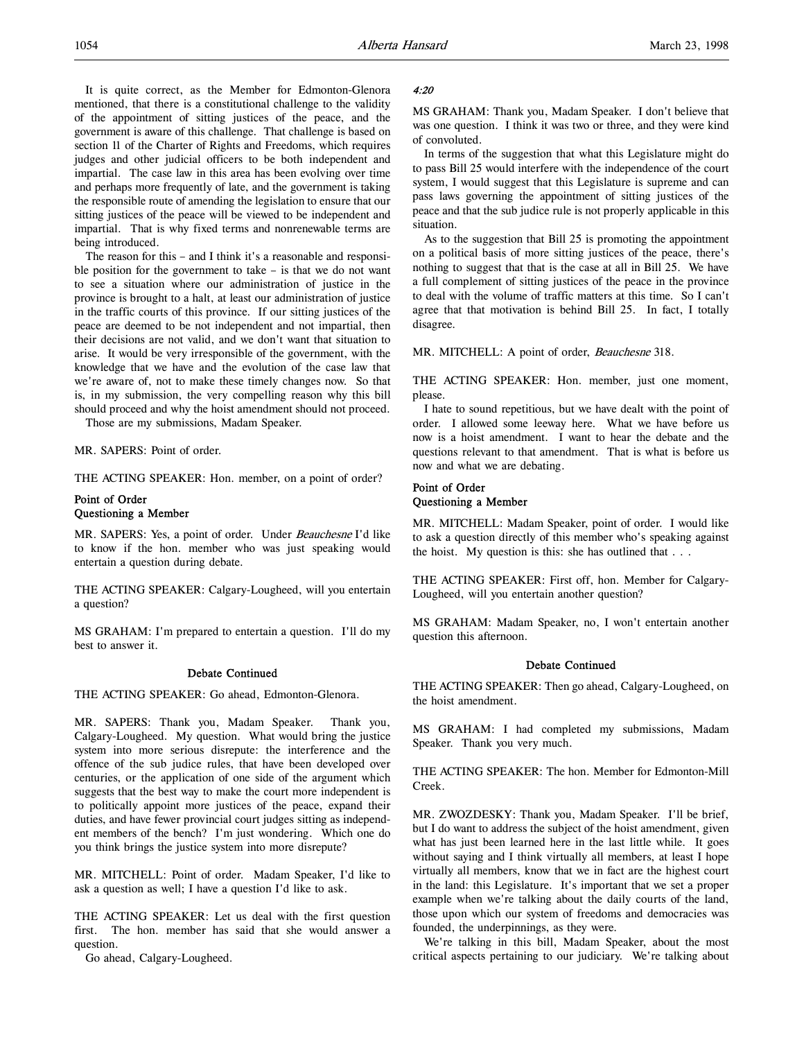It is quite correct, as the Member for Edmonton-Glenora mentioned, that there is a constitutional challenge to the validity of the appointment of sitting justices of the peace, and the government is aware of this challenge. That challenge is based on section 11 of the Charter of Rights and Freedoms, which requires judges and other judicial officers to be both independent and impartial. The case law in this area has been evolving over time and perhaps more frequently of late, and the government is taking the responsible route of amending the legislation to ensure that our sitting justices of the peace will be viewed to be independent and impartial. That is why fixed terms and nonrenewable terms are being introduced.

The reason for this – and I think it's a reasonable and responsible position for the government to take – is that we do not want to see a situation where our administration of justice in the province is brought to a halt, at least our administration of justice in the traffic courts of this province. If our sitting justices of the peace are deemed to be not independent and not impartial, then their decisions are not valid, and we don't want that situation to arise. It would be very irresponsible of the government, with the knowledge that we have and the evolution of the case law that we're aware of, not to make these timely changes now. So that is, in my submission, the very compelling reason why this bill should proceed and why the hoist amendment should not proceed.

Those are my submissions, Madam Speaker.

MR. SAPERS: Point of order.

THE ACTING SPEAKER: Hon. member, on a point of order?

### Point of Order
### Questioning a Member

MR. SAPERS: Yes, a point of order. Under *Beauchesne* I'd like to know if the hon. member who was just speaking would entertain a question during debate.

THE ACTING SPEAKER: Calgary-Lougheed, will you entertain a question?

MS GRAHAM: I'm prepared to entertain a question. I'll do my best to answer it.

### Debate Continued

THE ACTING SPEAKER: Go ahead, Edmonton-Glenora.

MR. SAPERS: Thank you, Madam Speaker. Thank you, Calgary-Lougheed. My question. What would bring the justice system into more serious disrepute: the interference and the offence of the sub judice rules, that have been developed over centuries, or the application of one side of the argument which suggests that the best way to make the court more independent is to politically appoint more justices of the peace, expand their duties, and have fewer provincial court judges sitting as independent members of the bench? I'm just wondering. Which one do you think brings the justice system into more disrepute?

MR. MITCHELL: Point of order. Madam Speaker, I'd like to ask a question as well; I have a question I'd like to ask.

THE ACTING SPEAKER: Let us deal with the first question first. The hon. member has said that she would answer a question.

Go ahead, Calgary-Lougheed.

*4:20*

MS GRAHAM: Thank you, Madam Speaker. I don't believe that was one question. I think it was two or three, and they were kind of convoluted.

In terms of the suggestion that what this Legislature might do to pass Bill 25 would interfere with the independence of the court system, I would suggest that this Legislature is supreme and can pass laws governing the appointment of sitting justices of the peace and that the sub judice rule is not properly applicable in this situation.

As to the suggestion that Bill 25 is promoting the appointment on a political basis of more sitting justices of the peace, there's nothing to suggest that that is the case at all in Bill 25. We have a full complement of sitting justices of the peace in the province to deal with the volume of traffic matters at this time. So I can't agree that that motivation is behind Bill 25. In fact, I totally disagree.

MR. MITCHELL: A point of order, *Beauchesne* 318.

THE ACTING SPEAKER: Hon. member, just one moment, please.

I hate to sound repetitious, but we have dealt with the point of order. I allowed some leeway here. What we have before us now is a hoist amendment. I want to hear the debate and the questions relevant to that amendment. That is what is before us now and what we are debating.

### Point of Order
### Questioning a Member

MR. MITCHELL: Madam Speaker, point of order. I would like to ask a question directly of this member who's speaking against the hoist. My question is this: she has outlined that . . .

THE ACTING SPEAKER: First off, hon. Member for Calgary-Lougheed, will you entertain another question?

MS GRAHAM: Madam Speaker, no, I won't entertain another question this afternoon.

### Debate Continued

THE ACTING SPEAKER: Then go ahead, Calgary-Lougheed, on the hoist amendment.

MS GRAHAM: I had completed my submissions, Madam Speaker. Thank you very much.

THE ACTING SPEAKER: The hon. Member for Edmonton-Mill Creek.

MR. ZWOZDESKY: Thank you, Madam Speaker. I'll be brief, but I do want to address the subject of the hoist amendment, given what has just been learned here in the last little while. It goes without saying and I think virtually all members, at least I hope virtually all members, know that we in fact are the highest court in the land: this Legislature. It's important that we set a proper example when we're talking about the daily courts of the land, those upon which our system of freedoms and democracies was founded, the underpinnings, as they were.

We're talking in this bill, Madam Speaker, about the most critical aspects pertaining to our judiciary. We're talking about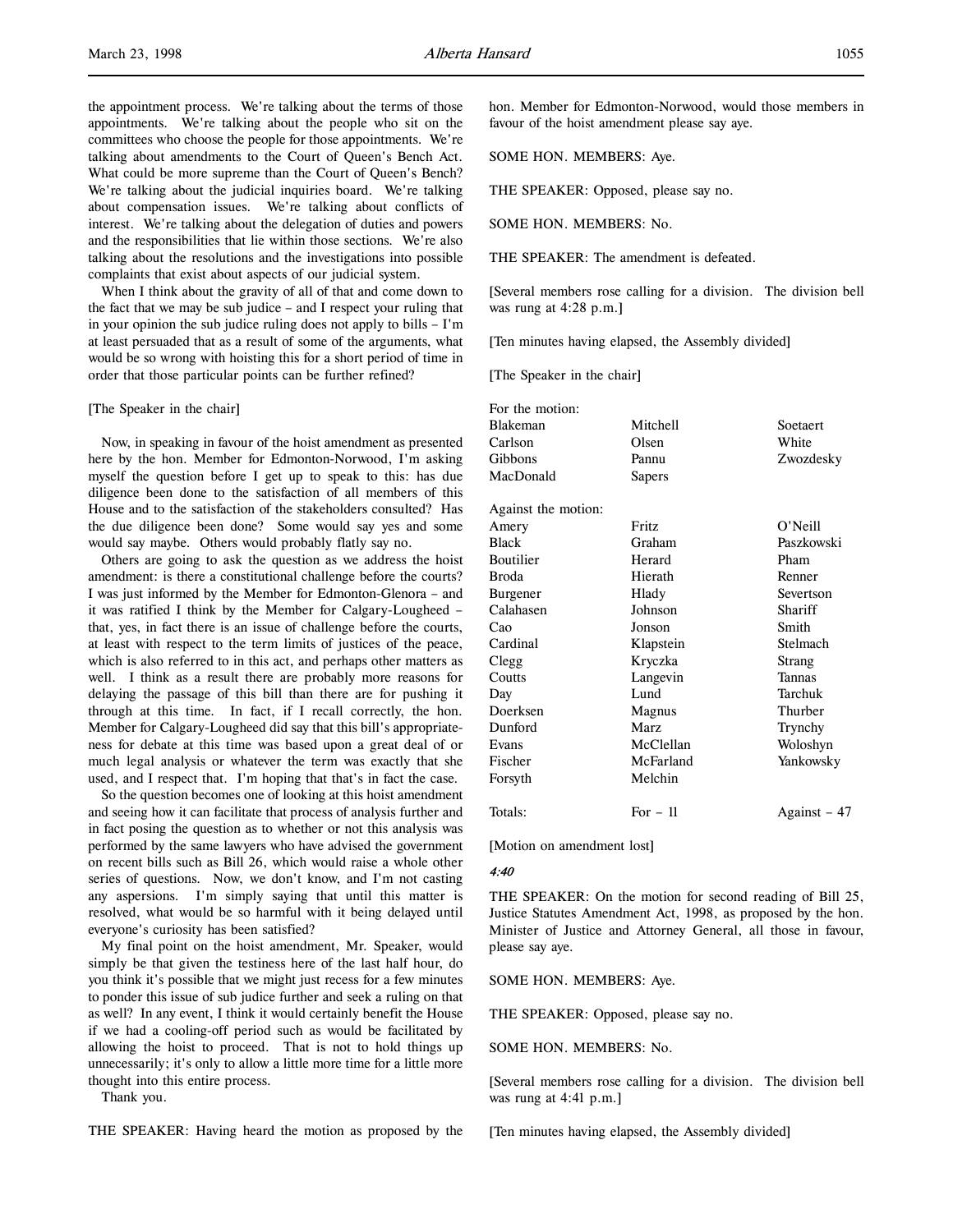the appointment process. We're talking about the terms of those appointments. We're talking about the people who sit on the committees who choose the people for those appointments. We're talking about amendments to the Court of Queen's Bench Act. What could be more supreme than the Court of Queen's Bench? We're talking about the judicial inquiries board. We're talking about compensation issues. We're talking about conflicts of interest. We're talking about the delegation of duties and powers and the responsibilities that lie within those sections. We're also talking about the resolutions and the investigations into possible complaints that exist about aspects of our judicial system.

When I think about the gravity of all of that and come down to the fact that we may be sub judice – and I respect your ruling that in your opinion the sub judice ruling does not apply to bills – I'm at least persuaded that as a result of some of the arguments, what would be so wrong with hoisting this for a short period of time in order that those particular points can be further refined?

[The Speaker in the chair]

Now, in speaking in favour of the hoist amendment as presented here by the hon. Member for Edmonton-Norwood, I'm asking myself the question before I get up to speak to this: has due diligence been done to the satisfaction of all members of this House and to the satisfaction of the stakeholders consulted? Has the due diligence been done? Some would say yes and some would say maybe. Others would probably flatly say no.

Others are going to ask the question as we address the hoist amendment: is there a constitutional challenge before the courts? I was just informed by the Member for Edmonton-Glenora – and it was ratified I think by the Member for Calgary-Lougheed – that, yes, in fact there is an issue of challenge before the courts, at least with respect to the term limits of justices of the peace, which is also referred to in this act, and perhaps other matters as well. I think as a result there are probably more reasons for delaying the passage of this bill than there are for pushing it through at this time. In fact, if I recall correctly, the hon. Member for Calgary-Lougheed did say that this bill's appropriateness for debate at this time was based upon a great deal of or much legal analysis or whatever the term was exactly that she used, and I respect that. I'm hoping that that's in fact the case.

So the question becomes one of looking at this hoist amendment and seeing how it can facilitate that process of analysis further and in fact posing the question as to whether or not this analysis was performed by the same lawyers who have advised the government on recent bills such as Bill 26, which would raise a whole other series of questions. Now, we don't know, and I'm not casting any aspersions. I'm simply saying that until this matter is resolved, what would be so harmful with it being delayed until everyone's curiosity has been satisfied?

My final point on the hoist amendment, Mr. Speaker, would simply be that given the testiness here of the last half hour, do you think it's possible that we might just recess for a few minutes to ponder this issue of sub judice further and seek a ruling on that as well? In any event, I think it would certainly benefit the House if we had a cooling-off period such as would be facilitated by allowing the hoist to proceed. That is not to hold things up unnecessarily; it's only to allow a little more time for a little more thought into this entire process.

Thank you.

THE SPEAKER: Having heard the motion as proposed by the hon. Member for Edmonton-Norwood, would those members in favour of the hoist amendment please say aye.

SOME HON. MEMBERS: Aye.

THE SPEAKER: Opposed, please say no.

SOME HON. MEMBERS: No.

THE SPEAKER: The amendment is defeated.

[Several members rose calling for a division. The division bell was rung at 4:28 p.m.]

[Ten minutes having elapsed, the Assembly divided]

[The Speaker in the chair]

For the motion:

| | | |
|---|---|---|
| Blakeman | Mitchell | Soetaert |
| Carlson | Olsen | White |
| Gibbons | Pannu | Zwozdesky |
| MacDonald | Sapers | |

Against the motion:

| | | |
|---|---|---|
| Amery | Fritz | O'Neill |
| Black | Graham | Paszkowski |
| Boutilier | Herard | Pham |
| Broda | Hierath | Renner |
| Burgener | Hlady | Severtson |
| Calahasen | Johnson | Shariff |
| Cao | Jonson | Smith |
| Cardinal | Klapstein | Stelmach |
| Clegg | Kryczka | Strang |
| Coutts | Langevin | Tannas |
| Day | Lund | Tarchuk |
| Doerksen | Magnus | Thurber |
| Dunford | Marz | Trynchy |
| Evans | McClellan | Woloshyn |
| Fischer | McFarland | Yankowsky |
| Forsyth | Melchin | |

| | | |
|---|---|---|
| Totals: | For – 11 | Against – 47 |

[Motion on amendment lost]

*4:40*

THE SPEAKER: On the motion for second reading of Bill 25, Justice Statutes Amendment Act, 1998, as proposed by the hon. Minister of Justice and Attorney General, all those in favour, please say aye.

SOME HON. MEMBERS: Aye.

THE SPEAKER: Opposed, please say no.

SOME HON. MEMBERS: No.

[Several members rose calling for a division. The division bell was rung at 4:41 p.m.]

[Ten minutes having elapsed, the Assembly divided]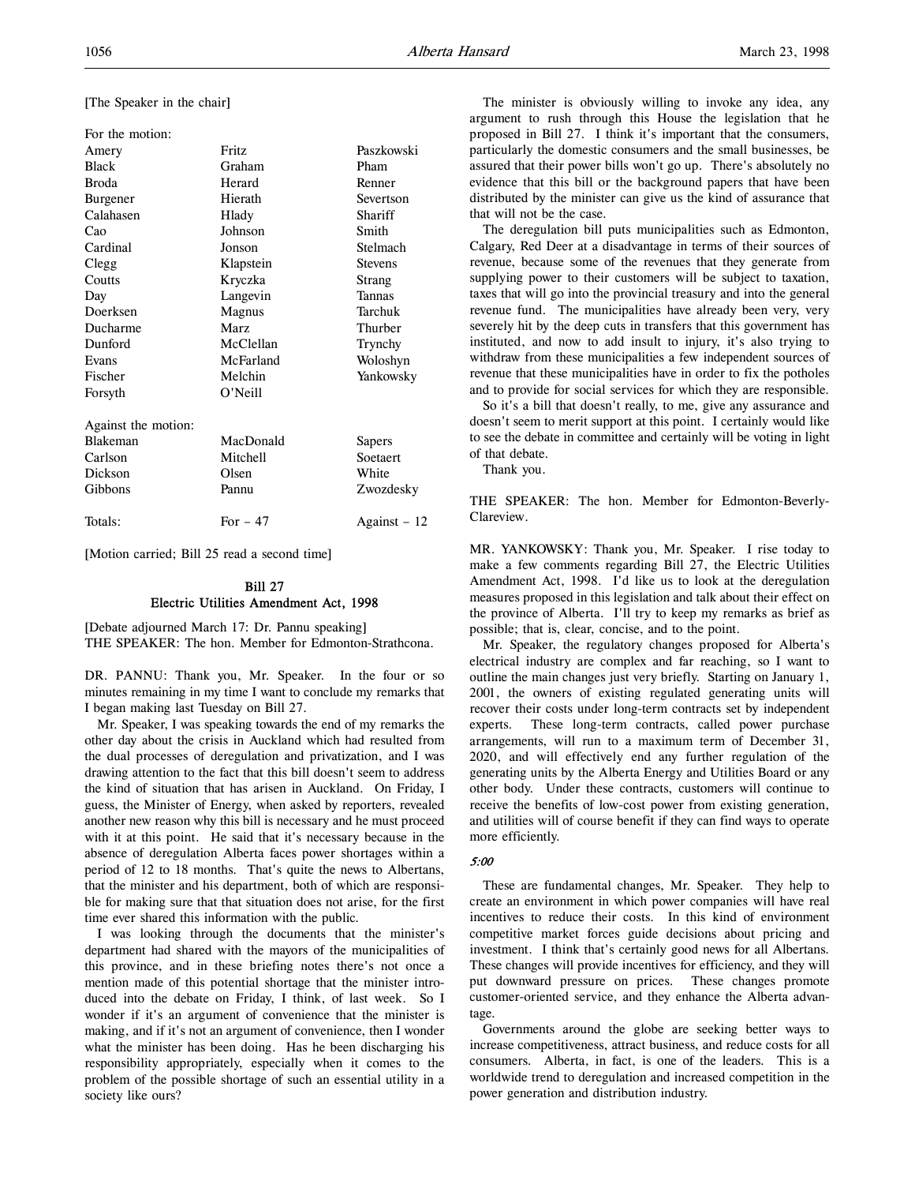[The Speaker in the chair]

| For the motion: | | |
|---|---|---|
| Amery | Fritz | Paszkowski |
| Black | Graham | Pham |
| Broda | Herard | Renner |
| Burgener | Hierath | Severtson |
| Calahasen | Hlady | Shariff |
| Cao | Johnson | Smith |
| Cardinal | Jonson | Stelmach |
| Clegg | Klapstein | Stevens |
| Coutts | Kryczka | Strang |
| Day | Langevin | Tannas |
| Doerksen | Magnus | Tarchuk |
| Ducharme | Marz | Thurber |
| Dunford | McClellan | Trynchy |
| Evans | McFarland | Woloshyn |
| Fischer | Melchin | Yankowsky |
| Forsyth | O'Neill | |

| Against the motion: | | |
|---|---|---|
| Blakeman | MacDonald | Sapers |
| Carlson | Mitchell | Soetaert |
| Dickson | Olsen | White |
| Gibbons | Pannu | Zwozdesky |

| Totals: | For – 47 | Against – 12 |
|---|---|---|

[Motion carried; Bill 25 read a second time]

## Bill 27
## Electric Utilities Amendment Act, 1998

[Debate adjourned March 17: Dr. Pannu speaking]

THE SPEAKER: The hon. Member for Edmonton-Strathcona.

DR. PANNU: Thank you, Mr. Speaker. In the four or so minutes remaining in my time I want to conclude my remarks that I began making last Tuesday on Bill 27.

Mr. Speaker, I was speaking towards the end of my remarks the other day about the crisis in Auckland which had resulted from the dual processes of deregulation and privatization, and I was drawing attention to the fact that this bill doesn't seem to address the kind of situation that has arisen in Auckland. On Friday, I guess, the Minister of Energy, when asked by reporters, revealed another new reason why this bill is necessary and he must proceed with it at this point. He said that it's necessary because in the absence of deregulation Alberta faces power shortages within a period of 12 to 18 months. That's quite the news to Albertans, that the minister and his department, both of which are responsible for making sure that that situation does not arise, for the first time ever shared this information with the public.

I was looking through the documents that the minister's department had shared with the mayors of the municipalities of this province, and in these briefing notes there's not once a mention made of this potential shortage that the minister introduced into the debate on Friday, I think, of last week. So I wonder if it's an argument of convenience that the minister is making, and if it's not an argument of convenience, then I wonder what the minister has been doing. Has he been discharging his responsibility appropriately, especially when it comes to the problem of the possible shortage of such an essential utility in a society like ours?

The minister is obviously willing to invoke any idea, any argument to rush through this House the legislation that he proposed in Bill 27. I think it's important that the consumers, particularly the domestic consumers and the small businesses, be assured that their power bills won't go up. There's absolutely no evidence that this bill or the background papers that have been distributed by the minister can give us the kind of assurance that that will not be the case.

The deregulation bill puts municipalities such as Edmonton, Calgary, Red Deer at a disadvantage in terms of their sources of revenue, because some of the revenues that they generate from supplying power to their customers will be subject to taxation, taxes that will go into the provincial treasury and into the general revenue fund. The municipalities have already been very, very severely hit by the deep cuts in transfers that this government has instituted, and now to add insult to injury, it's also trying to withdraw from these municipalities a few independent sources of revenue that these municipalities have in order to fix the potholes and to provide for social services for which they are responsible.

So it's a bill that doesn't really, to me, give any assurance and doesn't seem to merit support at this point. I certainly would like to see the debate in committee and certainly will be voting in light of that debate.

Thank you.

THE SPEAKER: The hon. Member for Edmonton-Beverly-Clareview.

MR. YANKOWSKY: Thank you, Mr. Speaker. I rise today to make a few comments regarding Bill 27, the Electric Utilities Amendment Act, 1998. I'd like us to look at the deregulation measures proposed in this legislation and talk about their effect on the province of Alberta. I'll try to keep my remarks as brief as possible; that is, clear, concise, and to the point.

Mr. Speaker, the regulatory changes proposed for Alberta's electrical industry are complex and far reaching, so I want to outline the main changes just very briefly. Starting on January 1, 2001, the owners of existing regulated generating units will recover their costs under long-term contracts set by independent experts. These long-term contracts, called power purchase arrangements, will run to a maximum term of December 31, 2020, and will effectively end any further regulation of the generating units by the Alberta Energy and Utilities Board or any other body. Under these contracts, customers will continue to receive the benefits of low-cost power from existing generation, and utilities will of course benefit if they can find ways to operate more efficiently.

*5:00*

These are fundamental changes, Mr. Speaker. They help to create an environment in which power companies will have real incentives to reduce their costs. In this kind of environment competitive market forces guide decisions about pricing and investment. I think that's certainly good news for all Albertans. These changes will provide incentives for efficiency, and they will put downward pressure on prices. These changes promote customer-oriented service, and they enhance the Alberta advantage.

Governments around the globe are seeking better ways to increase competitiveness, attract business, and reduce costs for all consumers. Alberta, in fact, is one of the leaders. This is a worldwide trend to deregulation and increased competition in the power generation and distribution industry.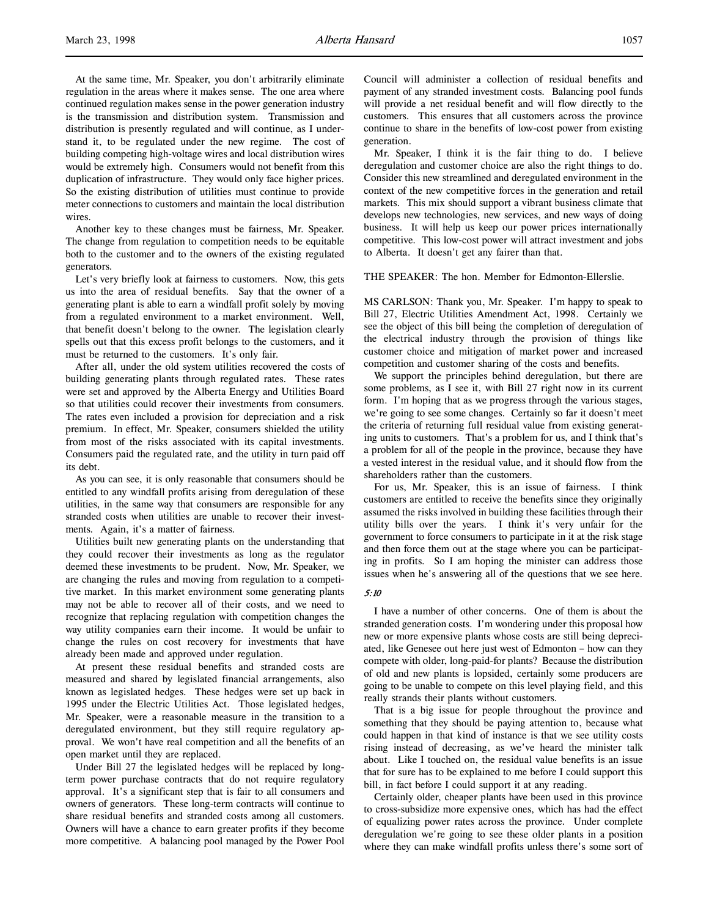At the same time, Mr. Speaker, you don't arbitrarily eliminate regulation in the areas where it makes sense. The one area where continued regulation makes sense in the power generation industry is the transmission and distribution system. Transmission and distribution is presently regulated and will continue, as I understand it, to be regulated under the new regime. The cost of building competing high-voltage wires and local distribution wires would be extremely high. Consumers would not benefit from this duplication of infrastructure. They would only face higher prices. So the existing distribution of utilities must continue to provide meter connections to customers and maintain the local distribution wires.

Another key to these changes must be fairness, Mr. Speaker. The change from regulation to competition needs to be equitable both to the customer and to the owners of the existing regulated generators.

Let's very briefly look at fairness to customers. Now, this gets us into the area of residual benefits. Say that the owner of a generating plant is able to earn a windfall profit solely by moving from a regulated environment to a market environment. Well, that benefit doesn't belong to the owner. The legislation clearly spells out that this excess profit belongs to the customers, and it must be returned to the customers. It's only fair.

After all, under the old system utilities recovered the costs of building generating plants through regulated rates. These rates were set and approved by the Alberta Energy and Utilities Board so that utilities could recover their investments from consumers. The rates even included a provision for depreciation and a risk premium. In effect, Mr. Speaker, consumers shielded the utility from most of the risks associated with its capital investments. Consumers paid the regulated rate, and the utility in turn paid off its debt.

As you can see, it is only reasonable that consumers should be entitled to any windfall profits arising from deregulation of these utilities, in the same way that consumers are responsible for any stranded costs when utilities are unable to recover their investments. Again, it's a matter of fairness.

Utilities built new generating plants on the understanding that they could recover their investments as long as the regulator deemed these investments to be prudent. Now, Mr. Speaker, we are changing the rules and moving from regulation to a competitive market. In this market environment some generating plants may not be able to recover all of their costs, and we need to recognize that replacing regulation with competition changes the way utility companies earn their income. It would be unfair to change the rules on cost recovery for investments that have already been made and approved under regulation.

At present these residual benefits and stranded costs are measured and shared by legislated financial arrangements, also known as legislated hedges. These hedges were set up back in 1995 under the Electric Utilities Act. Those legislated hedges, Mr. Speaker, were a reasonable measure in the transition to a deregulated environment, but they still require regulatory approval. We won't have real competition and all the benefits of an open market until they are replaced.

Under Bill 27 the legislated hedges will be replaced by long-term power purchase contracts that do not require regulatory approval. It's a significant step that is fair to all consumers and owners of generators. These long-term contracts will continue to share residual benefits and stranded costs among all customers. Owners will have a chance to earn greater profits if they become more competitive. A balancing pool managed by the Power Pool Council will administer a collection of residual benefits and payment of any stranded investment costs. Balancing pool funds will provide a net residual benefit and will flow directly to the customers. This ensures that all customers across the province continue to share in the benefits of low-cost power from existing generation.

Mr. Speaker, I think it is the fair thing to do. I believe deregulation and customer choice are also the right things to do. Consider this new streamlined and deregulated environment in the context of the new competitive forces in the generation and retail markets. This mix should support a vibrant business climate that develops new technologies, new services, and new ways of doing business. It will help us keep our power prices internationally competitive. This low-cost power will attract investment and jobs to Alberta. It doesn't get any fairer than that.

THE SPEAKER: The hon. Member for Edmonton-Ellerslie.

MS CARLSON: Thank you, Mr. Speaker. I'm happy to speak to Bill 27, Electric Utilities Amendment Act, 1998. Certainly we see the object of this bill being the completion of deregulation of the electrical industry through the provision of things like customer choice and mitigation of market power and increased competition and customer sharing of the costs and benefits.

We support the principles behind deregulation, but there are some problems, as I see it, with Bill 27 right now in its current form. I'm hoping that as we progress through the various stages, we're going to see some changes. Certainly so far it doesn't meet the criteria of returning full residual value from existing generating units to customers. That's a problem for us, and I think that's a problem for all of the people in the province, because they have a vested interest in the residual value, and it should flow from the shareholders rather than the customers.

For us, Mr. Speaker, this is an issue of fairness. I think customers are entitled to receive the benefits since they originally assumed the risks involved in building these facilities through their utility bills over the years. I think it's very unfair for the government to force consumers to participate in it at the risk stage and then force them out at the stage where you can be participating in profits. So I am hoping the minister can address those issues when he's answering all of the questions that we see here.

*5:10*

I have a number of other concerns. One of them is about the stranded generation costs. I'm wondering under this proposal how new or more expensive plants whose costs are still being depreciated, like Genesee out here just west of Edmonton – how can they compete with older, long-paid-for plants? Because the distribution of old and new plants is lopsided, certainly some producers are going to be unable to compete on this level playing field, and this really strands their plants without customers.

That is a big issue for people throughout the province and something that they should be paying attention to, because what could happen in that kind of instance is that we see utility costs rising instead of decreasing, as we've heard the minister talk about. Like I touched on, the residual value benefits is an issue that for sure has to be explained to me before I could support this bill, in fact before I could support it at any reading.

Certainly older, cheaper plants have been used in this province to cross-subsidize more expensive ones, which has had the effect of equalizing power rates across the province. Under complete deregulation we're going to see these older plants in a position where they can make windfall profits unless there's some sort of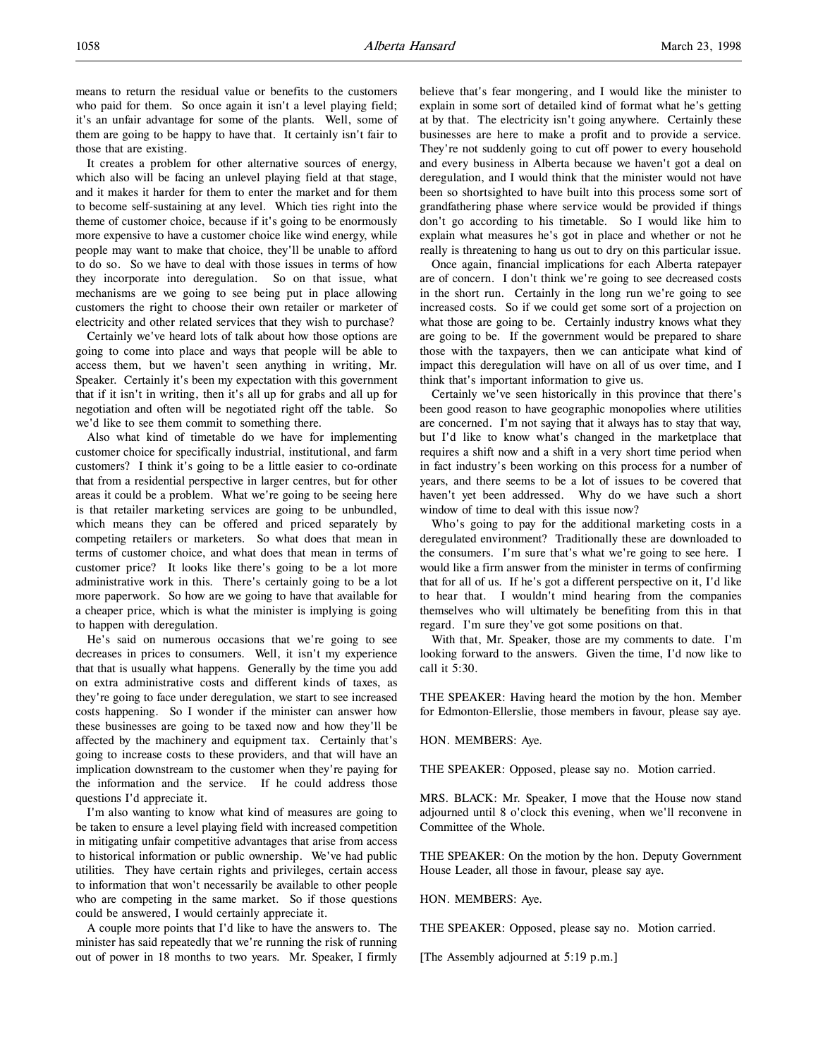means to return the residual value or benefits to the customers who paid for them. So once again it isn't a level playing field; it's an unfair advantage for some of the plants. Well, some of them are going to be happy to have that. It certainly isn't fair to those that are existing.

It creates a problem for other alternative sources of energy, which also will be facing an unlevel playing field at that stage, and it makes it harder for them to enter the market and for them to become self-sustaining at any level. Which ties right into the theme of customer choice, because if it's going to be enormously more expensive to have a customer choice like wind energy, while people may want to make that choice, they'll be unable to afford to do so. So we have to deal with those issues in terms of how they incorporate into deregulation. So on that issue, what mechanisms are we going to see being put in place allowing customers the right to choose their own retailer or marketer of electricity and other related services that they wish to purchase?

Certainly we've heard lots of talk about how those options are going to come into place and ways that people will be able to access them, but we haven't seen anything in writing, Mr. Speaker. Certainly it's been my expectation with this government that if it isn't in writing, then it's all up for grabs and all up for negotiation and often will be negotiated right off the table. So we'd like to see them commit to something there.

Also what kind of timetable do we have for implementing customer choice for specifically industrial, institutional, and farm customers? I think it's going to be a little easier to co-ordinate that from a residential perspective in larger centres, but for other areas it could be a problem. What we're going to be seeing here is that retailer marketing services are going to be unbundled, which means they can be offered and priced separately by competing retailers or marketers. So what does that mean in terms of customer choice, and what does that mean in terms of customer price? It looks like there's going to be a lot more administrative work in this. There's certainly going to be a lot more paperwork. So how are we going to have that available for a cheaper price, which is what the minister is implying is going to happen with deregulation.

He's said on numerous occasions that we're going to see decreases in prices to consumers. Well, it isn't my experience that that is usually what happens. Generally by the time you add on extra administrative costs and different kinds of taxes, as they're going to face under deregulation, we start to see increased costs happening. So I wonder if the minister can answer how these businesses are going to be taxed now and how they'll be affected by the machinery and equipment tax. Certainly that's going to increase costs to these providers, and that will have an implication downstream to the customer when they're paying for the information and the service. If he could address those questions I'd appreciate it.

I'm also wanting to know what kind of measures are going to be taken to ensure a level playing field with increased competition in mitigating unfair competitive advantages that arise from access to historical information or public ownership. We've had public utilities. They have certain rights and privileges, certain access to information that won't necessarily be available to other people who are competing in the same market. So if those questions could be answered, I would certainly appreciate it.

A couple more points that I'd like to have the answers to. The minister has said repeatedly that we're running the risk of running out of power in 18 months to two years. Mr. Speaker, I firmly believe that's fear mongering, and I would like the minister to explain in some sort of detailed kind of format what he's getting at by that. The electricity isn't going anywhere. Certainly these businesses are here to make a profit and to provide a service. They're not suddenly going to cut off power to every household and every business in Alberta because we haven't got a deal on deregulation, and I would think that the minister would not have been so shortsighted to have built into this process some sort of grandfathering phase where service would be provided if things don't go according to his timetable. So I would like him to explain what measures he's got in place and whether or not he really is threatening to hang us out to dry on this particular issue.

Once again, financial implications for each Alberta ratepayer are of concern. I don't think we're going to see decreased costs in the short run. Certainly in the long run we're going to see increased costs. So if we could get some sort of a projection on what those are going to be. Certainly industry knows what they are going to be. If the government would be prepared to share those with the taxpayers, then we can anticipate what kind of impact this deregulation will have on all of us over time, and I think that's important information to give us.

Certainly we've seen historically in this province that there's been good reason to have geographic monopolies where utilities are concerned. I'm not saying that it always has to stay that way, but I'd like to know what's changed in the marketplace that requires a shift now and a shift in a very short time period when in fact industry's been working on this process for a number of years, and there seems to be a lot of issues to be covered that haven't yet been addressed. Why do we have such a short window of time to deal with this issue now?

Who's going to pay for the additional marketing costs in a deregulated environment? Traditionally these are downloaded to the consumers. I'm sure that's what we're going to see here. I would like a firm answer from the minister in terms of confirming that for all of us. If he's got a different perspective on it, I'd like to hear that. I wouldn't mind hearing from the companies themselves who will ultimately be benefiting from this in that regard. I'm sure they've got some positions on that.

With that, Mr. Speaker, those are my comments to date. I'm looking forward to the answers. Given the time, I'd now like to call it 5:30.

THE SPEAKER: Having heard the motion by the hon. Member for Edmonton-Ellerslie, those members in favour, please say aye.

HON. MEMBERS: Aye.

THE SPEAKER: Opposed, please say no. Motion carried.

MRS. BLACK: Mr. Speaker, I move that the House now stand adjourned until 8 o'clock this evening, when we'll reconvene in Committee of the Whole.

THE SPEAKER: On the motion by the hon. Deputy Government House Leader, all those in favour, please say aye.

HON. MEMBERS: Aye.

THE SPEAKER: Opposed, please say no. Motion carried.

[The Assembly adjourned at 5:19 p.m.]